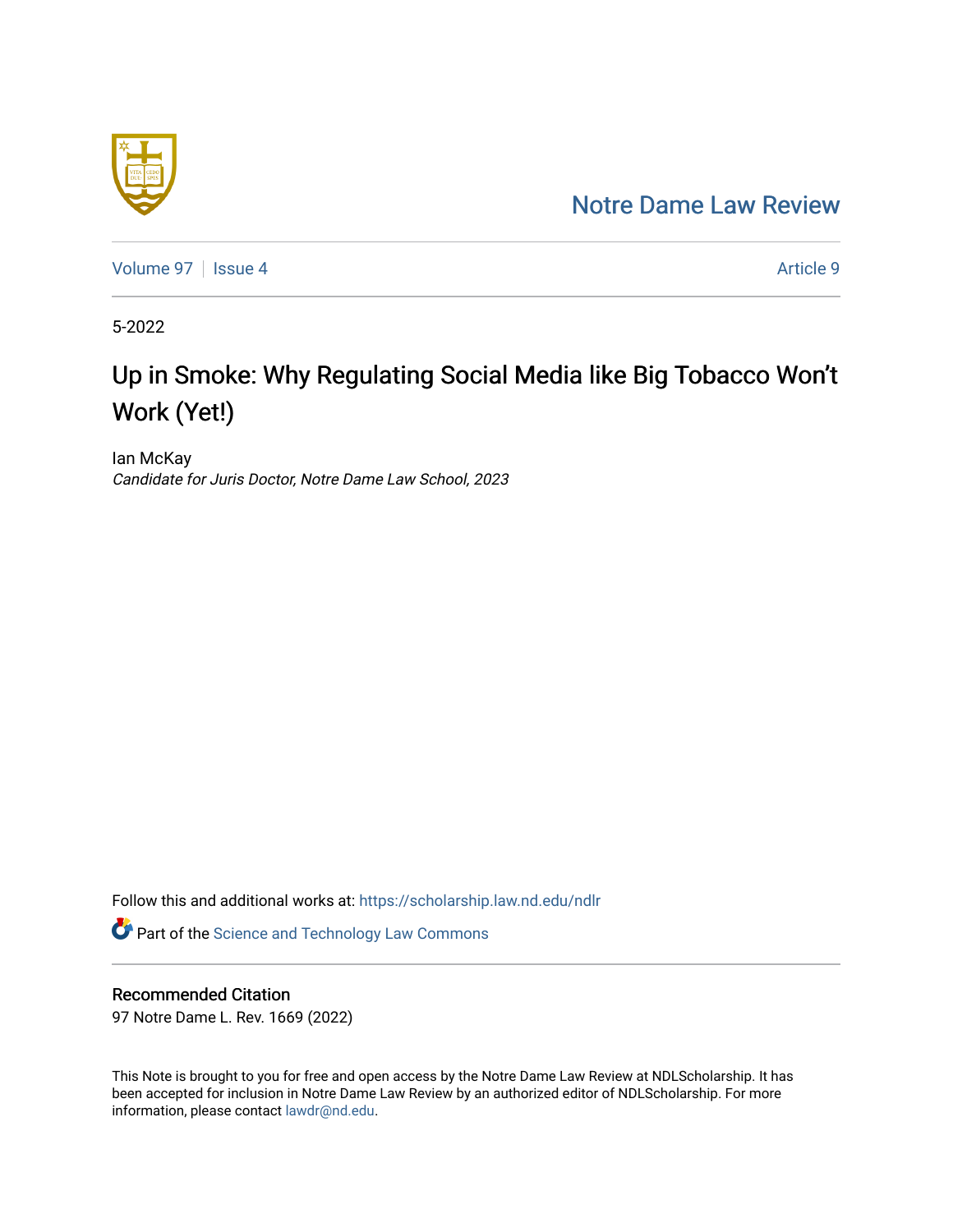Notre Dame Law Review

Volume 97 | Issue 4 | Article 9

5-2022

# Up in Smoke: Why Regulating Social Media like Big Tobacco Won't Work (Yet!)

Ian McKay
*Candidate for Juris Doctor, Notre Dame Law School, 2023*

Follow this and additional works at: https://scholarship.law.nd.edu/ndlr

Part of the Science and Technology Law Commons

## Recommended Citation

97 Notre Dame L. Rev. 1669 (2022)

This Note is brought to you for free and open access by the Notre Dame Law Review at NDLScholarship. It has been accepted for inclusion in Notre Dame Law Review by an authorized editor of NDLScholarship. For more information, please contact lawdr@nd.edu.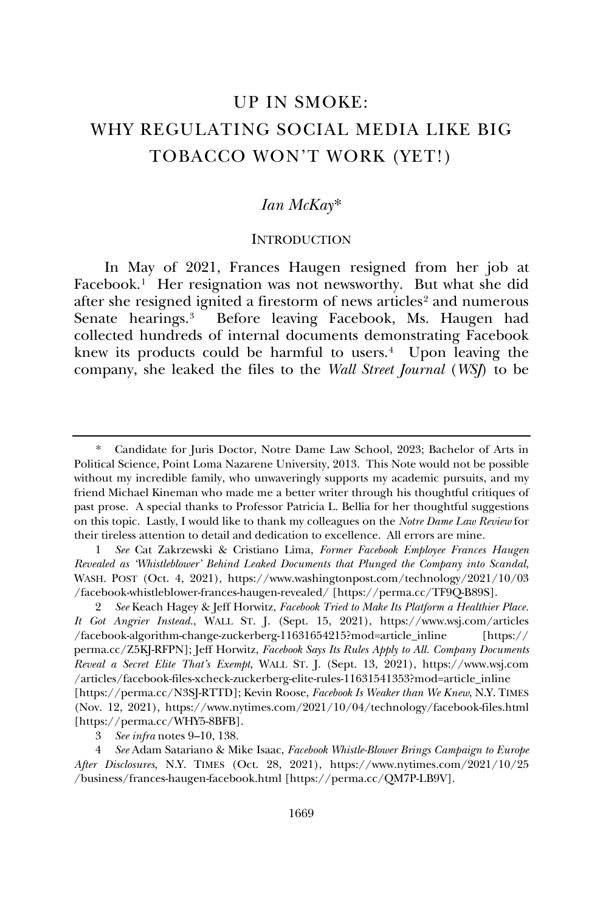# UP IN SMOKE: WHY REGULATING SOCIAL MEDIA LIKE BIG TOBACCO WON'T WORK (YET!)

*Ian McKay**

## INTRODUCTION

In May of 2021, Frances Haugen resigned from her job at Facebook.[1] Her resignation was not newsworthy. But what she did after she resigned ignited a firestorm of news articles[2] and numerous Senate hearings.[3] Before leaving Facebook, Ms. Haugen had collected hundreds of internal documents demonstrating Facebook knew its products could be harmful to users.[4] Upon leaving the company, she leaked the files to the *Wall Street Journal* (*WSJ*) to be

---

\* Candidate for Juris Doctor, Notre Dame Law School, 2023; Bachelor of Arts in Political Science, Point Loma Nazarene University, 2013. This Note would not be possible without my incredible family, who unwaveringly supports my academic pursuits, and my friend Michael Kineman who made me a better writer through his thoughtful critiques of past prose. A special thanks to Professor Patricia L. Bellia for her thoughtful suggestions on this topic. Lastly, I would like to thank my colleagues on the *Notre Dame Law Review* for their tireless attention to detail and dedication to excellence. All errors are mine.

1 *See* Cat Zakrzewski & Cristiano Lima, *Former Facebook Employee Frances Haugen Revealed as 'Whistleblower' Behind Leaked Documents that Plunged the Company into Scandal*, WASH. POST (Oct. 4, 2021), https://www.washingtonpost.com/technology/2021/10/03/facebook-whistleblower-frances-haugen-revealed/ [https://perma.cc/TF9Q-B89S].

2 *See* Keach Hagey & Jeff Horwitz, *Facebook Tried to Make Its Platform a Healthier Place. It Got Angrier Instead.*, WALL ST. J. (Sept. 15, 2021), https://www.wsj.com/articles/facebook-algorithm-change-zuckerberg-11631654215?mod=article_inline [https://perma.cc/Z5KJ-RFPN]; Jeff Horwitz, *Facebook Says Its Rules Apply to All. Company Documents Reveal a Secret Elite That's Exempt*, WALL ST. J. (Sept. 13, 2021), https://www.wsj.com/articles/facebook-files-xcheck-zuckerberg-elite-rules-11631541353?mod=article_inline [https://perma.cc/N3SJ-RTTD]; Kevin Roose, *Facebook Is Weaker than We Knew*, N.Y. TIMES (Nov. 12, 2021), https://www.nytimes.com/2021/10/04/technology/facebook-files.html [https://perma.cc/WHY5-8BFB].

3 *See infra* notes 9–10, 138.

4 *See* Adam Satariano & Mike Isaac, *Facebook Whistle-Blower Brings Campaign to Europe After Disclosures*, N.Y. TIMES (Oct. 28, 2021), https://www.nytimes.com/2021/10/25/business/frances-haugen-facebook.html [https://perma.cc/QM7P-LB9V].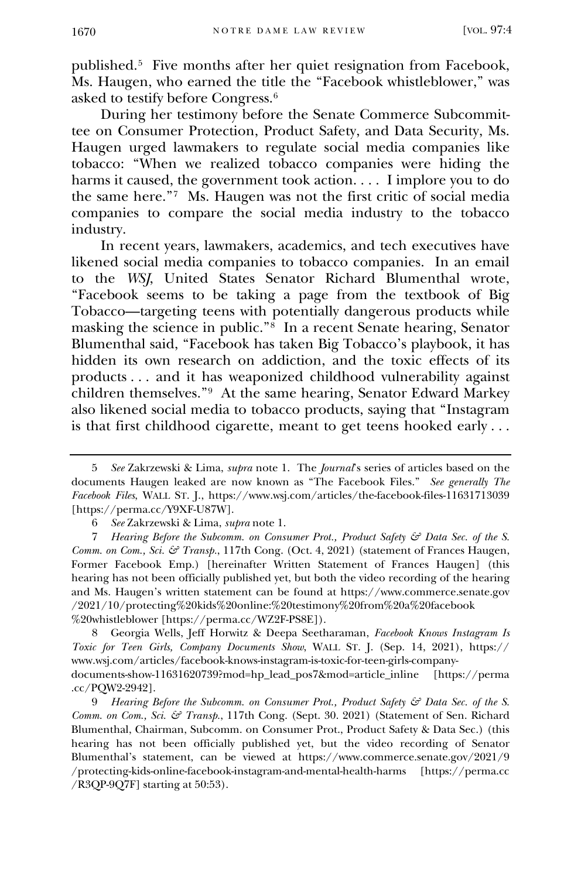published.[5] Five months after her quiet resignation from Facebook, Ms. Haugen, who earned the title the "Facebook whistleblower," was asked to testify before Congress.[6]

During her testimony before the Senate Commerce Subcommittee on Consumer Protection, Product Safety, and Data Security, Ms. Haugen urged lawmakers to regulate social media companies like tobacco: "When we realized tobacco companies were hiding the harms it caused, the government took action. . . . I implore you to do the same here."[7] Ms. Haugen was not the first critic of social media companies to compare the social media industry to the tobacco industry.

In recent years, lawmakers, academics, and tech executives have likened social media companies to tobacco companies. In an email to the *WSJ*, United States Senator Richard Blumenthal wrote, "Facebook seems to be taking a page from the textbook of Big Tobacco—targeting teens with potentially dangerous products while masking the science in public."[8] In a recent Senate hearing, Senator Blumenthal said, "Facebook has taken Big Tobacco's playbook, it has hidden its own research on addiction, and the toxic effects of its products . . . and it has weaponized childhood vulnerability against children themselves."[9] At the same hearing, Senator Edward Markey also likened social media to tobacco products, saying that "Instagram is that first childhood cigarette, meant to get teens hooked early . . .

---

5 *See* Zakrzewski & Lima, *supra* note 1. The *Journal*'s series of articles based on the documents Haugen leaked are now known as "The Facebook Files." *See generally The Facebook Files*, WALL ST. J., https://www.wsj.com/articles/the-facebook-files-11631713039 [https://perma.cc/Y9XF-U87W].

6 *See* Zakrzewski & Lima, *supra* note 1.

7 *Hearing Before the Subcomm. on Consumer Prot., Product Safety & Data Sec. of the S. Comm. on Com., Sci. & Transp.*, 117th Cong. (Oct. 4, 2021) (statement of Frances Haugen, Former Facebook Emp.) [hereinafter Written Statement of Frances Haugen] (this hearing has not been officially published yet, but both the video recording of the hearing and Ms. Haugen's written statement can be found at https://www.commerce.senate.gov/2021/10/protecting%20kids%20online:%20testimony%20from%20a%20facebook%20whistleblower [https://perma.cc/WZ2F-PS8E]).

8 Georgia Wells, Jeff Horwitz & Deepa Seetharaman, *Facebook Knows Instagram Is Toxic for Teen Girls, Company Documents Show*, WALL ST. J. (Sep. 14, 2021), https://www.wsj.com/articles/facebook-knows-instagram-is-toxic-for-teen-girls-company-documents-show-11631620739?mod=hp_lead_pos7&mod=article_inline [https://perma.cc/PQW2-2942].

9 *Hearing Before the Subcomm. on Consumer Prot., Product Safety & Data Sec. of the S. Comm. on Com., Sci. & Transp.*, 117th Cong. (Sept. 30. 2021) (Statement of Sen. Richard Blumenthal, Chairman, Subcomm. on Consumer Prot., Product Safety & Data Sec.) (this hearing has not been officially published yet, but the video recording of Senator Blumenthal's statement, can be viewed at https://www.commerce.senate.gov/2021/9/protecting-kids-online-facebook-instagram-and-mental-health-harms [https://perma.cc/R3QP-9Q7F] starting at 50:53).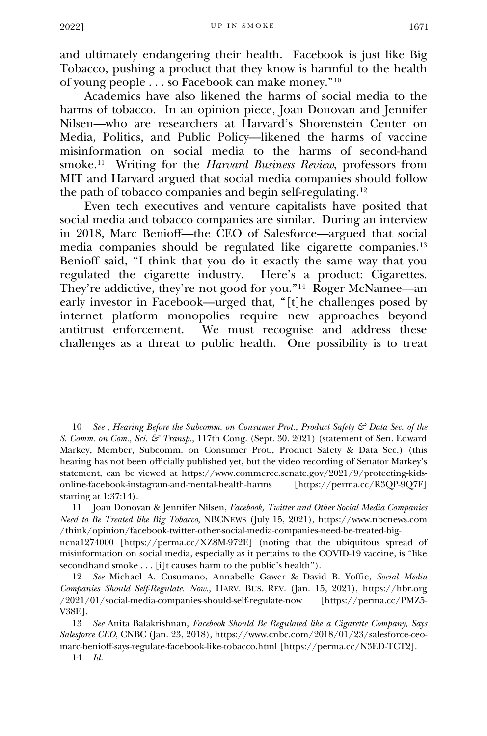and ultimately endangering their health. Facebook is just like Big Tobacco, pushing a product that they know is harmful to the health of young people . . . so Facebook can make money."[10]

Academics have also likened the harms of social media to the harms of tobacco. In an opinion piece, Joan Donovan and Jennifer Nilsen—who are researchers at Harvard's Shorenstein Center on Media, Politics, and Public Policy—likened the harms of vaccine misinformation on social media to the harms of second-hand smoke.[11] Writing for the *Harvard Business Review*, professors from MIT and Harvard argued that social media companies should follow the path of tobacco companies and begin self-regulating.[12]

Even tech executives and venture capitalists have posited that social media and tobacco companies are similar. During an interview in 2018, Marc Benioff—the CEO of Salesforce—argued that social media companies should be regulated like cigarette companies.[13] Benioff said, "I think that you do it exactly the same way that you regulated the cigarette industry. Here's a product: Cigarettes. They're addictive, they're not good for you."[14] Roger McNamee—an early investor in Facebook—urged that, "[t]he challenges posed by internet platform monopolies require new approaches beyond antitrust enforcement. We must recognise and address these challenges as a threat to public health. One possibility is to treat

---

10 *See* , *Hearing Before the Subcomm. on Consumer Prot., Product Safety & Data Sec. of the S. Comm. on Com., Sci. & Transp.*, 117th Cong. (Sept. 30. 2021) (statement of Sen. Edward Markey, Member, Subcomm. on Consumer Prot., Product Safety & Data Sec.) (this hearing has not been officially published yet, but the video recording of Senator Markey's statement, can be viewed at https://www.commerce.senate.gov/2021/9/protecting-kids-online-facebook-instagram-and-mental-health-harms [https://perma.cc/R3QP-9Q7F] starting at 1:37:14).

11 Joan Donovan & Jennifer Nilsen, *Facebook, Twitter and Other Social Media Companies Need to Be Treated like Big Tobacco*, NBCNEWS (July 15, 2021), https://www.nbcnews.com/think/opinion/facebook-twitter-other-social-media-companies-need-be-treated-big-ncna1274000 [https://perma.cc/XZ8M-972E] (noting that the ubiquitous spread of misinformation on social media, especially as it pertains to the COVID-19 vaccine, is "like secondhand smoke . . . [i]t causes harm to the public's health").

12 *See* Michael A. Cusumano, Annabelle Gawer & David B. Yoffie, *Social Media Companies Should Self-Regulate. Now.*, HARV. BUS. REV. (Jan. 15, 2021), https://hbr.org/2021/01/social-media-companies-should-self-regulate-now [https://perma.cc/PMZ5-V38E].

13 *See* Anita Balakrishnan, *Facebook Should Be Regulated like a Cigarette Company, Says Salesforce CEO*, CNBC (Jan. 23, 2018), https://www.cnbc.com/2018/01/23/salesforce-ceo-marc-benioff-says-regulate-facebook-like-tobacco.html [https://perma.cc/N3ED-TCT2].

14 *Id.*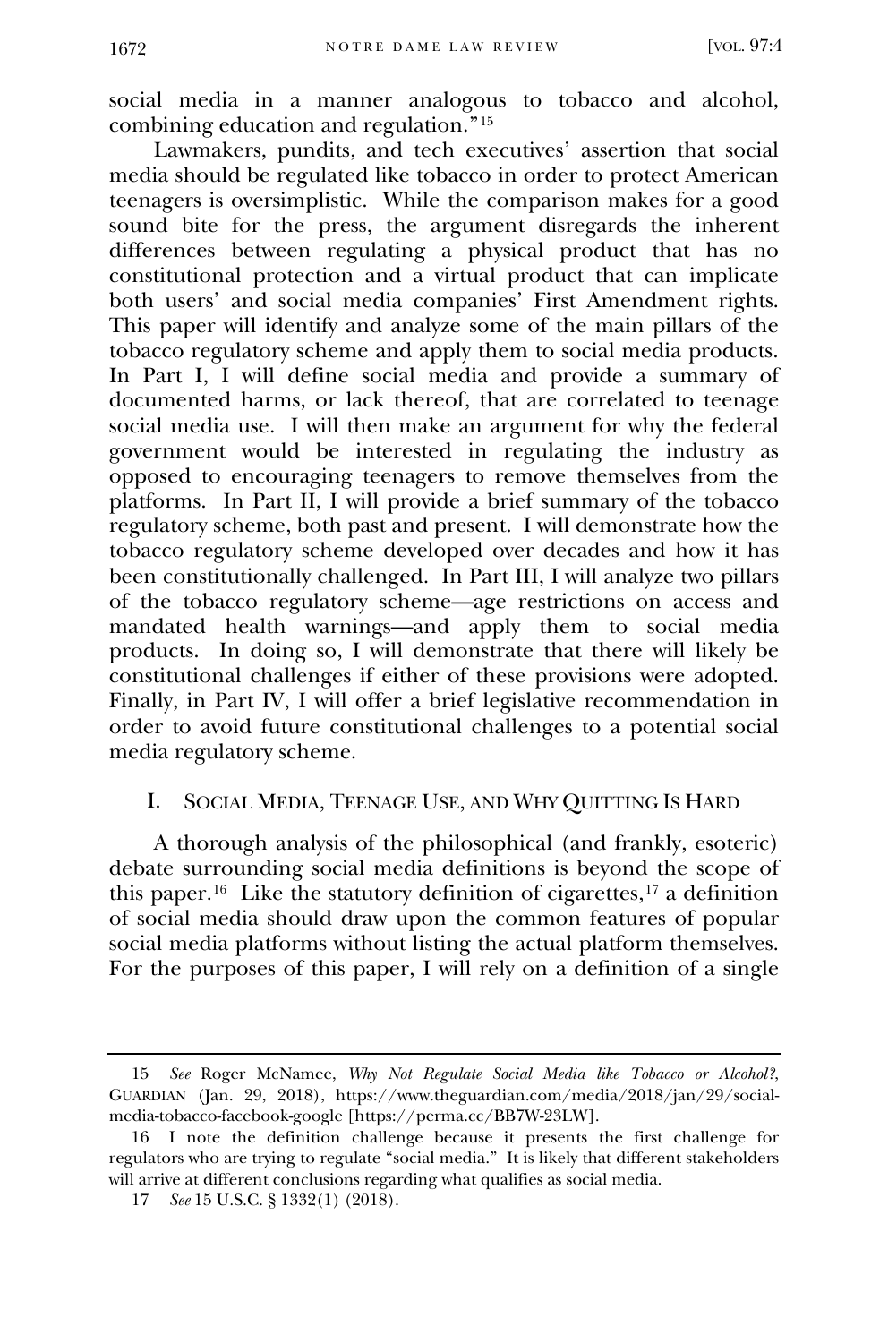social media in a manner analogous to tobacco and alcohol, combining education and regulation."[15]

Lawmakers, pundits, and tech executives' assertion that social media should be regulated like tobacco in order to protect American teenagers is oversimplistic. While the comparison makes for a good sound bite for the press, the argument disregards the inherent differences between regulating a physical product that has no constitutional protection and a virtual product that can implicate both users' and social media companies' First Amendment rights. This paper will identify and analyze some of the main pillars of the tobacco regulatory scheme and apply them to social media products. In Part I, I will define social media and provide a summary of documented harms, or lack thereof, that are correlated to teenage social media use. I will then make an argument for why the federal government would be interested in regulating the industry as opposed to encouraging teenagers to remove themselves from the platforms. In Part II, I will provide a brief summary of the tobacco regulatory scheme, both past and present. I will demonstrate how the tobacco regulatory scheme developed over decades and how it has been constitutionally challenged. In Part III, I will analyze two pillars of the tobacco regulatory scheme—age restrictions on access and mandated health warnings—and apply them to social media products. In doing so, I will demonstrate that there will likely be constitutional challenges if either of these provisions were adopted. Finally, in Part IV, I will offer a brief legislative recommendation in order to avoid future constitutional challenges to a potential social media regulatory scheme.

## I. Social Media, Teenage Use, and Why Quitting Is Hard

A thorough analysis of the philosophical (and frankly, esoteric) debate surrounding social media definitions is beyond the scope of this paper.[16] Like the statutory definition of cigarettes,[17] a definition of social media should draw upon the common features of popular social media platforms without listing the actual platform themselves. For the purposes of this paper, I will rely on a definition of a single

---

15 *See* Roger McNamee, *Why Not Regulate Social Media like Tobacco or Alcohol?*, GUARDIAN (Jan. 29, 2018), https://www.theguardian.com/media/2018/jan/29/social-media-tobacco-facebook-google [https://perma.cc/BB7W-23LW].

16 I note the definition challenge because it presents the first challenge for regulators who are trying to regulate "social media." It is likely that different stakeholders will arrive at different conclusions regarding what qualifies as social media.

17 *See* 15 U.S.C. § 1332(1) (2018).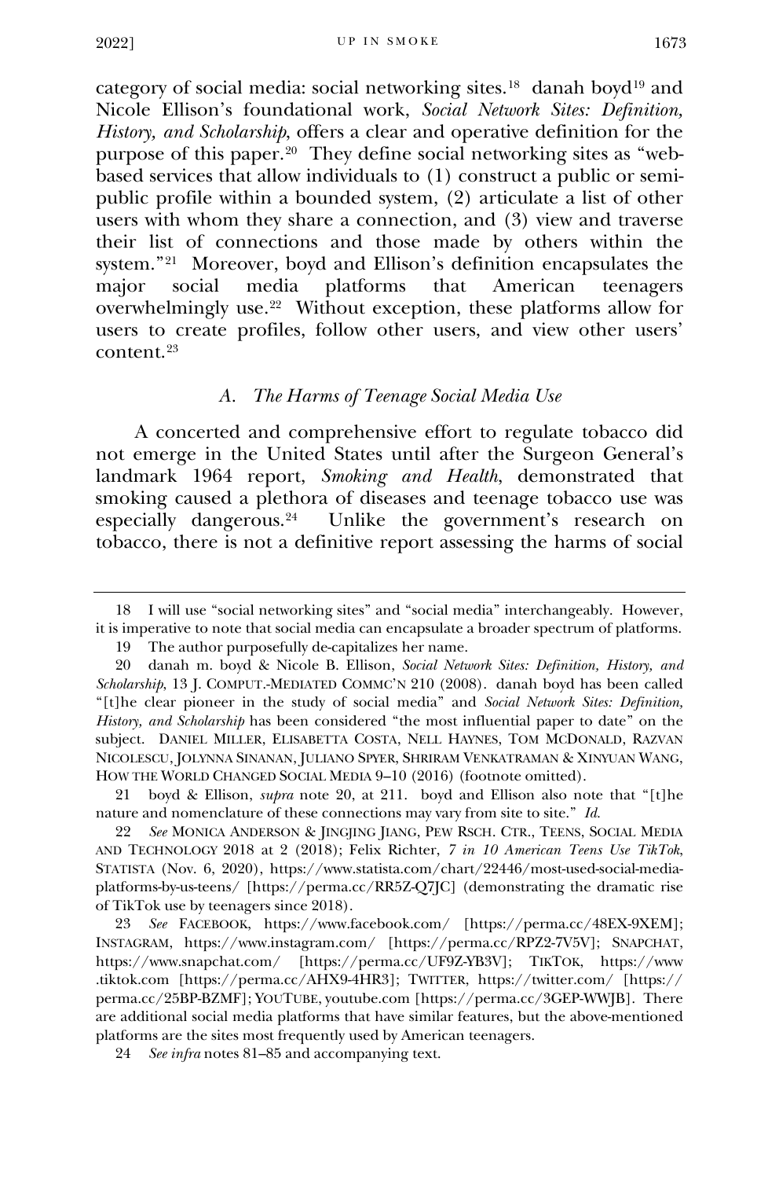category of social media: social networking sites.[18] danah boyd[19] and Nicole Ellison's foundational work, *Social Network Sites: Definition, History, and Scholarship*, offers a clear and operative definition for the purpose of this paper.[20] They define social networking sites as "web-based services that allow individuals to (1) construct a public or semi-public profile within a bounded system, (2) articulate a list of other users with whom they share a connection, and (3) view and traverse their list of connections and those made by others within the system."[21] Moreover, boyd and Ellison's definition encapsulates the major social media platforms that American teenagers overwhelmingly use.[22] Without exception, these platforms allow for users to create profiles, follow other users, and view other users' content.[23]

### *A. The Harms of Teenage Social Media Use*

A concerted and comprehensive effort to regulate tobacco did not emerge in the United States until after the Surgeon General's landmark 1964 report, *Smoking and Health*, demonstrated that smoking caused a plethora of diseases and teenage tobacco use was especially dangerous.[24] Unlike the government's research on tobacco, there is not a definitive report assessing the harms of social

---

18 I will use "social networking sites" and "social media" interchangeably. However, it is imperative to note that social media can encapsulate a broader spectrum of platforms.

19 The author purposefully de-capitalizes her name.

20 danah m. boyd & Nicole B. Ellison, *Social Network Sites: Definition, History, and Scholarship*, 13 J. COMPUT.-MEDIATED COMMC'N 210 (2008). danah boyd has been called "[t]he clear pioneer in the study of social media" and *Social Network Sites: Definition, History, and Scholarship* has been considered "the most influential paper to date" on the subject. DANIEL MILLER, ELISABETTA COSTA, NELL HAYNES, TOM MCDONALD, RAZVAN NICOLESCU, JOLYNNA SINANAN, JULIANO SPYER, SHRIRAM VENKATRAMAN & XINYUAN WANG, HOW THE WORLD CHANGED SOCIAL MEDIA 9–10 (2016) (footnote omitted).

21 boyd & Ellison, *supra* note 20, at 211. boyd and Ellison also note that "[t]he nature and nomenclature of these connections may vary from site to site." *Id.*

22 *See* MONICA ANDERSON & JINGJING JIANG, PEW RSCH. CTR., TEENS, SOCIAL MEDIA AND TECHNOLOGY 2018 at 2 (2018); Felix Richter, *7 in 10 American Teens Use TikTok*, STATISTA (Nov. 6, 2020), https://www.statista.com/chart/22446/most-used-social-media-platforms-by-us-teens/ [https://perma.cc/RR5Z-Q7JC] (demonstrating the dramatic rise of TikTok use by teenagers since 2018).

23 *See* FACEBOOK, https://www.facebook.com/ [https://perma.cc/48EX-9XEM]; INSTAGRAM, https://www.instagram.com/ [https://perma.cc/RPZ2-7V5V]; SNAPCHAT, https://www.snapchat.com/ [https://perma.cc/UF9Z-YB3V]; TIKTOK, https://www.tiktok.com [https://perma.cc/AHX9-4HR3]; TWITTER, https://twitter.com/ [https://perma.cc/25BP-BZMF]; YOUTUBE, youtube.com [https://perma.cc/3GEP-WWJB]. There are additional social media platforms that have similar features, but the above-mentioned platforms are the sites most frequently used by American teenagers.

24 *See infra* notes 81–85 and accompanying text.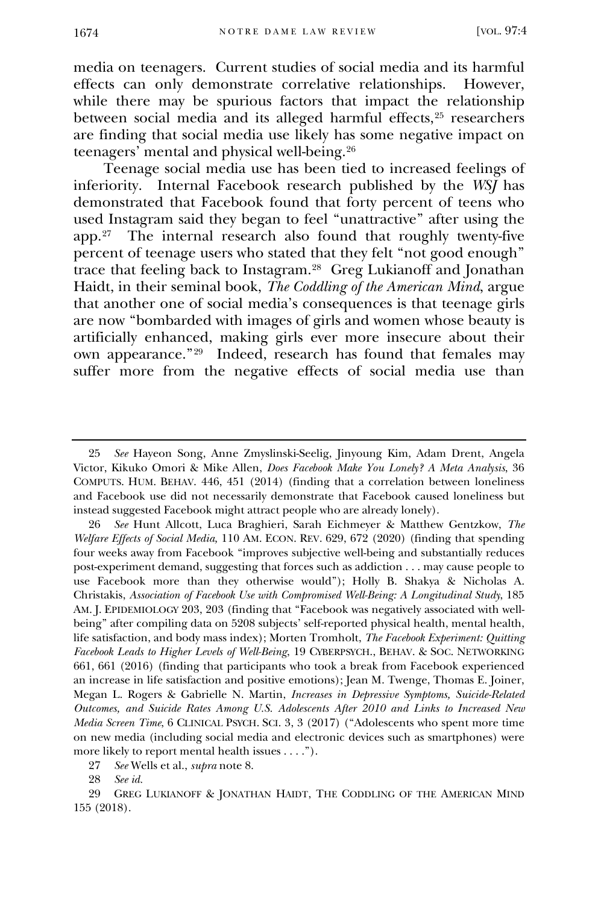media on teenagers. Current studies of social media and its harmful effects can only demonstrate correlative relationships. However, while there may be spurious factors that impact the relationship between social media and its alleged harmful effects,[25] researchers are finding that social media use likely has some negative impact on teenagers' mental and physical well-being.[26]

Teenage social media use has been tied to increased feelings of inferiority. Internal Facebook research published by the *WSJ* has demonstrated that Facebook found that forty percent of teens who used Instagram said they began to feel "unattractive" after using the app.[27] The internal research also found that roughly twenty-five percent of teenage users who stated that they felt "not good enough" trace that feeling back to Instagram.[28] Greg Lukianoff and Jonathan Haidt, in their seminal book, *The Coddling of the American Mind*, argue that another one of social media's consequences is that teenage girls are now "bombarded with images of girls and women whose beauty is artificially enhanced, making girls ever more insecure about their own appearance."[29] Indeed, research has found that females may suffer more from the negative effects of social media use than

---

25 *See* Hayeon Song, Anne Zmyslinski-Seelig, Jinyoung Kim, Adam Drent, Angela Victor, Kikuko Omori & Mike Allen, *Does Facebook Make You Lonely? A Meta Analysis*, 36 COMPUTS. HUM. BEHAV. 446, 451 (2014) (finding that a correlation between loneliness and Facebook use did not necessarily demonstrate that Facebook caused loneliness but instead suggested Facebook might attract people who are already lonely).

26 *See* Hunt Allcott, Luca Braghieri, Sarah Eichmeyer & Matthew Gentzkow, *The Welfare Effects of Social Media,* 110 AM. ECON. REV. 629, 672 (2020) (finding that spending four weeks away from Facebook "improves subjective well-being and substantially reduces post-experiment demand, suggesting that forces such as addiction . . . may cause people to use Facebook more than they otherwise would"); Holly B. Shakya & Nicholas A. Christakis, *Association of Facebook Use with Compromised Well-Being: A Longitudinal Study,* 185 AM. J. EPIDEMIOLOGY 203, 203 (finding that "Facebook was negatively associated with well-being" after compiling data on 5208 subjects' self-reported physical health, mental health, life satisfaction, and body mass index); Morten Tromholt, *The Facebook Experiment: Quitting Facebook Leads to Higher Levels of Well-Being*, 19 CYBERPSYCH., BEHAV. & SOC. NETWORKING 661, 661 (2016) (finding that participants who took a break from Facebook experienced an increase in life satisfaction and positive emotions); Jean M. Twenge, Thomas E. Joiner, Megan L. Rogers & Gabrielle N. Martin, *Increases in Depressive Symptoms, Suicide-Related Outcomes, and Suicide Rates Among U.S. Adolescents After 2010 and Links to Increased New Media Screen Time*, 6 CLINICAL PSYCH. SCI. 3, 3 (2017) ("Adolescents who spent more time on new media (including social media and electronic devices such as smartphones) were more likely to report mental health issues . . . .").

27 *See* Wells et al., *supra* note 8.

28 *See id.*

29 GREG LUKIANOFF & JONATHAN HAIDT, THE CODDLING OF THE AMERICAN MIND 155 (2018).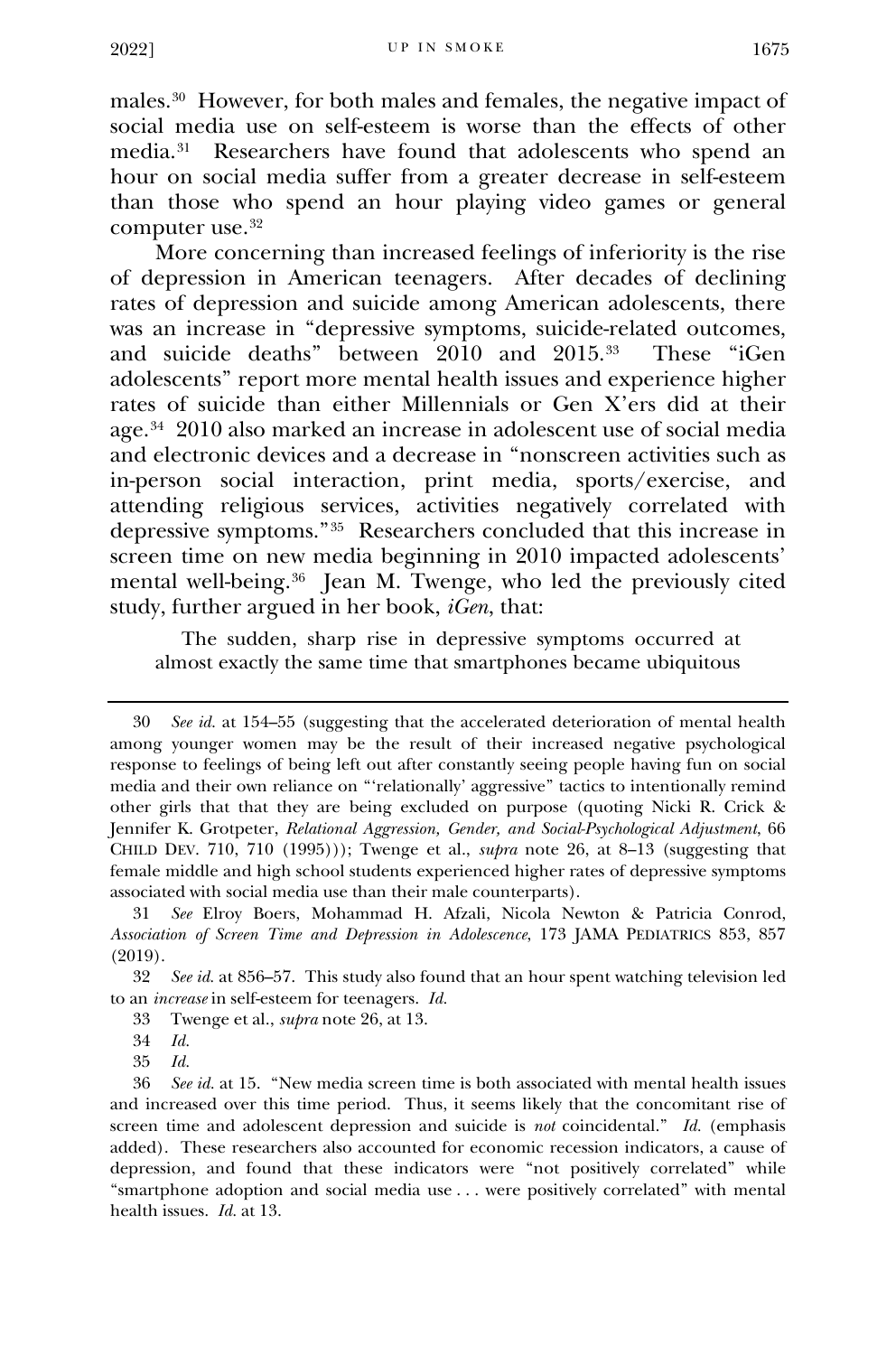males.[30] However, for both males and females, the negative impact of social media use on self-esteem is worse than the effects of other media.[31] Researchers have found that adolescents who spend an hour on social media suffer from a greater decrease in self-esteem than those who spend an hour playing video games or general computer use.[32]

More concerning than increased feelings of inferiority is the rise of depression in American teenagers. After decades of declining rates of depression and suicide among American adolescents, there was an increase in "depressive symptoms, suicide-related outcomes, and suicide deaths" between 2010 and 2015.[33] These "iGen adolescents" report more mental health issues and experience higher rates of suicide than either Millennials or Gen X'ers did at their age.[34] 2010 also marked an increase in adolescent use of social media and electronic devices and a decrease in "nonscreen activities such as in-person social interaction, print media, sports/exercise, and attending religious services, activities negatively correlated with depressive symptoms."[35] Researchers concluded that this increase in screen time on new media beginning in 2010 impacted adolescents' mental well-being.[36] Jean M. Twenge, who led the previously cited study, further argued in her book, *iGen*, that:

> The sudden, sharp rise in depressive symptoms occurred at almost exactly the same time that smartphones became ubiquitous

---

30 *See id.* at 154–55 (suggesting that the accelerated deterioration of mental health among younger women may be the result of their increased negative psychological response to feelings of being left out after constantly seeing people having fun on social media and their own reliance on "'relationally' aggressive" tactics to intentionally remind other girls that that they are being excluded on purpose (quoting Nicki R. Crick & Jennifer K. Grotpeter, *Relational Aggression, Gender, and Social-Psychological Adjustment*, 66 CHILD DEV. 710, 710 (1995))); Twenge et al., *supra* note 26, at 8–13 (suggesting that female middle and high school students experienced higher rates of depressive symptoms associated with social media use than their male counterparts).

31 *See* Elroy Boers, Mohammad H. Afzali, Nicola Newton & Patricia Conrod, *Association of Screen Time and Depression in Adolescence*, 173 JAMA PEDIATRICS 853, 857 (2019).

32 *See id.* at 856–57. This study also found that an hour spent watching television led to an *increase* in self-esteem for teenagers. *Id.*

33 Twenge et al., *supra* note 26, at 13.

34 *Id.*

35 *Id.*

36 *See id.* at 15. "New media screen time is both associated with mental health issues and increased over this time period. Thus, it seems likely that the concomitant rise of screen time and adolescent depression and suicide is *not* coincidental." *Id.* (emphasis added). These researchers also accounted for economic recession indicators, a cause of depression, and found that these indicators were "not positively correlated" while "smartphone adoption and social media use . . . were positively correlated" with mental health issues. *Id.* at 13.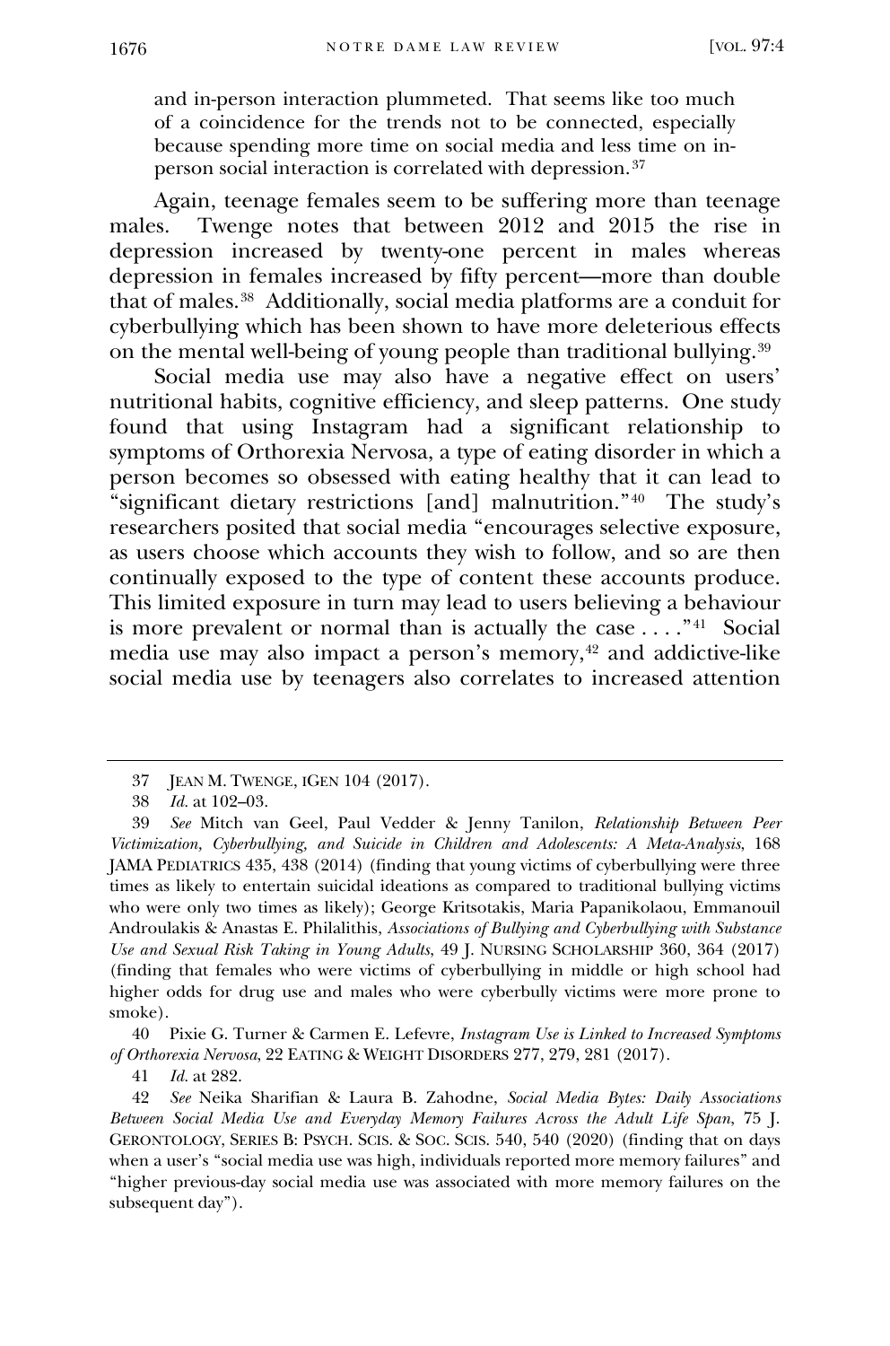and in-person interaction plummeted. That seems like too much of a coincidence for the trends not to be connected, especially because spending more time on social media and less time on in-person social interaction is correlated with depression.[37]

Again, teenage females seem to be suffering more than teenage males. Twenge notes that between 2012 and 2015 the rise in depression increased by twenty-one percent in males whereas depression in females increased by fifty percent—more than double that of males.[38] Additionally, social media platforms are a conduit for cyberbullying which has been shown to have more deleterious effects on the mental well-being of young people than traditional bullying.[39]

Social media use may also have a negative effect on users' nutritional habits, cognitive efficiency, and sleep patterns. One study found that using Instagram had a significant relationship to symptoms of Orthorexia Nervosa, a type of eating disorder in which a person becomes so obsessed with eating healthy that it can lead to "significant dietary restrictions [and] malnutrition."[40] The study's researchers posited that social media "encourages selective exposure, as users choose which accounts they wish to follow, and so are then continually exposed to the type of content these accounts produce. This limited exposure in turn may lead to users believing a behaviour is more prevalent or normal than is actually the case . . . ."[41] Social media use may also impact a person's memory,[42] and addictive-like social media use by teenagers also correlates to increased attention

---

37 JEAN M. TWENGE, IGEN 104 (2017).

38 *Id.* at 102–03.

39 *See* Mitch van Geel, Paul Vedder & Jenny Tanilon, *Relationship Between Peer Victimization, Cyberbullying, and Suicide in Children and Adolescents: A Meta-Analysis*, 168 JAMA PEDIATRICS 435, 438 (2014) (finding that young victims of cyberbullying were three times as likely to entertain suicidal ideations as compared to traditional bullying victims who were only two times as likely); George Kritsotakis, Maria Papanikolaou, Emmanouil Androulakis & Anastas E. Philalithis, *Associations of Bullying and Cyberbullying with Substance Use and Sexual Risk Taking in Young Adults*, 49 J. NURSING SCHOLARSHIP 360, 364 (2017) (finding that females who were victims of cyberbullying in middle or high school had higher odds for drug use and males who were cyberbully victims were more prone to smoke).

40 Pixie G. Turner & Carmen E. Lefevre, *Instagram Use is Linked to Increased Symptoms of Orthorexia Nervosa*, 22 EATING & WEIGHT DISORDERS 277, 279, 281 (2017).

41 *Id.* at 282.

42 *See* Neika Sharifian & Laura B. Zahodne, *Social Media Bytes: Daily Associations Between Social Media Use and Everyday Memory Failures Across the Adult Life Span*, 75 J. GERONTOLOGY, SERIES B: PSYCH. SCIS. & SOC. SCIS. 540, 540 (2020) (finding that on days when a user's "social media use was high, individuals reported more memory failures" and "higher previous-day social media use was associated with more memory failures on the subsequent day").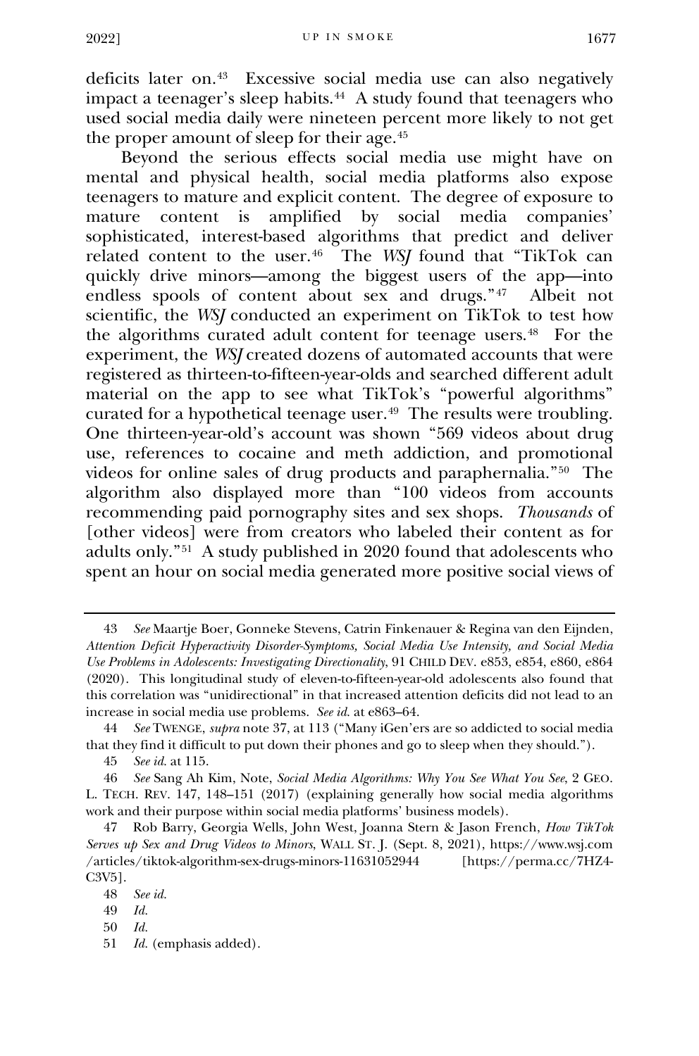deficits later on.[43] Excessive social media use can also negatively impact a teenager's sleep habits.[44] A study found that teenagers who used social media daily were nineteen percent more likely to not get the proper amount of sleep for their age.[45]

Beyond the serious effects social media use might have on mental and physical health, social media platforms also expose teenagers to mature and explicit content. The degree of exposure to mature content is amplified by social media companies' sophisticated, interest-based algorithms that predict and deliver related content to the user.[46] The *WSJ* found that "TikTok can quickly drive minors—among the biggest users of the app—into endless spools of content about sex and drugs."[47] Albeit not scientific, the *WSJ* conducted an experiment on TikTok to test how the algorithms curated adult content for teenage users.[48] For the experiment, the *WSJ* created dozens of automated accounts that were registered as thirteen-to-fifteen-year-olds and searched different adult material on the app to see what TikTok's "powerful algorithms" curated for a hypothetical teenage user.[49] The results were troubling. One thirteen-year-old's account was shown "569 videos about drug use, references to cocaine and meth addiction, and promotional videos for online sales of drug products and paraphernalia."[50] The algorithm also displayed more than "100 videos from accounts recommending paid pornography sites and sex shops. *Thousands* of [other videos] were from creators who labeled their content as for adults only."[51] A study published in 2020 found that adolescents who spent an hour on social media generated more positive social views of

---

43 *See* Maartje Boer, Gonneke Stevens, Catrin Finkenauer & Regina van den Eijnden, *Attention Deficit Hyperactivity Disorder-Symptoms, Social Media Use Intensity, and Social Media Use Problems in Adolescents: Investigating Directionality*, 91 CHILD DEV. e853, e854, e860, e864 (2020). This longitudinal study of eleven-to-fifteen-year-old adolescents also found that this correlation was "unidirectional" in that increased attention deficits did not lead to an increase in social media use problems. *See id.* at e863–64.

44 *See* TWENGE, *supra* note 37, at 113 ("Many iGen'ers are so addicted to social media that they find it difficult to put down their phones and go to sleep when they should.").

45 *See id.* at 115.

46 *See* Sang Ah Kim, Note, *Social Media Algorithms: Why You See What You See*, 2 GEO. L. TECH. REV. 147, 148–151 (2017) (explaining generally how social media algorithms work and their purpose within social media platforms' business models).

47 Rob Barry, Georgia Wells, John West, Joanna Stern & Jason French, *How TikTok Serves up Sex and Drug Videos to Minors*, WALL ST. J. (Sept. 8, 2021), https://www.wsj.com/articles/tiktok-algorithm-sex-drugs-minors-11631052944 [https://perma.cc/7HZ4-C3V5].

48 *See id.*

49 *Id.*

50 *Id.*

51 *Id.* (emphasis added).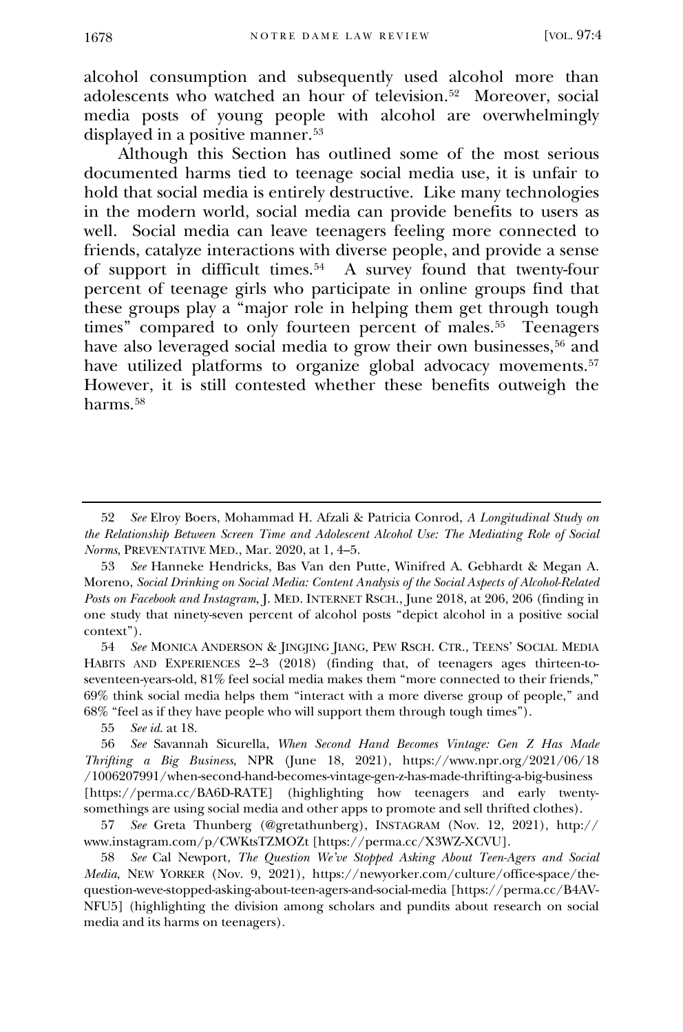alcohol consumption and subsequently used alcohol more than adolescents who watched an hour of television.[52] Moreover, social media posts of young people with alcohol are overwhelmingly displayed in a positive manner.[53]

Although this Section has outlined some of the most serious documented harms tied to teenage social media use, it is unfair to hold that social media is entirely destructive. Like many technologies in the modern world, social media can provide benefits to users as well. Social media can leave teenagers feeling more connected to friends, catalyze interactions with diverse people, and provide a sense of support in difficult times.[54] A survey found that twenty-four percent of teenage girls who participate in online groups find that these groups play a "major role in helping them get through tough times" compared to only fourteen percent of males.[55] Teenagers have also leveraged social media to grow their own businesses,[56] and have utilized platforms to organize global advocacy movements.[57] However, it is still contested whether these benefits outweigh the harms.[58]

---

52 *See* Elroy Boers, Mohammad H. Afzali & Patricia Conrod, *A Longitudinal Study on the Relationship Between Screen Time and Adolescent Alcohol Use: The Mediating Role of Social Norms*, PREVENTATIVE MED., Mar. 2020, at 1, 4–5.

53 *See* Hanneke Hendricks, Bas Van den Putte, Winifred A. Gebhardt & Megan A. Moreno, *Social Drinking on Social Media: Content Analysis of the Social Aspects of Alcohol-Related Posts on Facebook and Instagram*, J. MED. INTERNET RSCH., June 2018, at 206, 206 (finding in one study that ninety-seven percent of alcohol posts "depict alcohol in a positive social context").

54 *See* MONICA ANDERSON & JINGJING JIANG, PEW RSCH. CTR., TEENS' SOCIAL MEDIA HABITS AND EXPERIENCES 2–3 (2018) (finding that, of teenagers ages thirteen-to-seventeen-years-old, 81% feel social media makes them "more connected to their friends," 69% think social media helps them "interact with a more diverse group of people," and 68% "feel as if they have people who will support them through tough times").

55 *See id.* at 18.

56 *See* Savannah Sicurella, *When Second Hand Becomes Vintage: Gen Z Has Made Thrifting a Big Business*, NPR (June 18, 2021), https://www.npr.org/2021/06/18/1006207991/when-second-hand-becomes-vintage-gen-z-has-made-thrifting-a-big-business [https://perma.cc/BA6D-RATE] (highlighting how teenagers and early twenty-somethings are using social media and other apps to promote and sell thrifted clothes).

57 *See* Greta Thunberg (@gretathunberg), INSTAGRAM (Nov. 12, 2021), http://www.instagram.com/p/CWKtsTZMOZt [https://perma.cc/X3WZ-XCVU].

58 *See* Cal Newport, *The Question We've Stopped Asking About Teen-Agers and Social Media*, NEW YORKER (Nov. 9, 2021), https://newyorker.com/culture/office-space/the-question-weve-stopped-asking-about-teen-agers-and-social-media [https://perma.cc/B4AV-NFU5] (highlighting the division among scholars and pundits about research on social media and its harms on teenagers).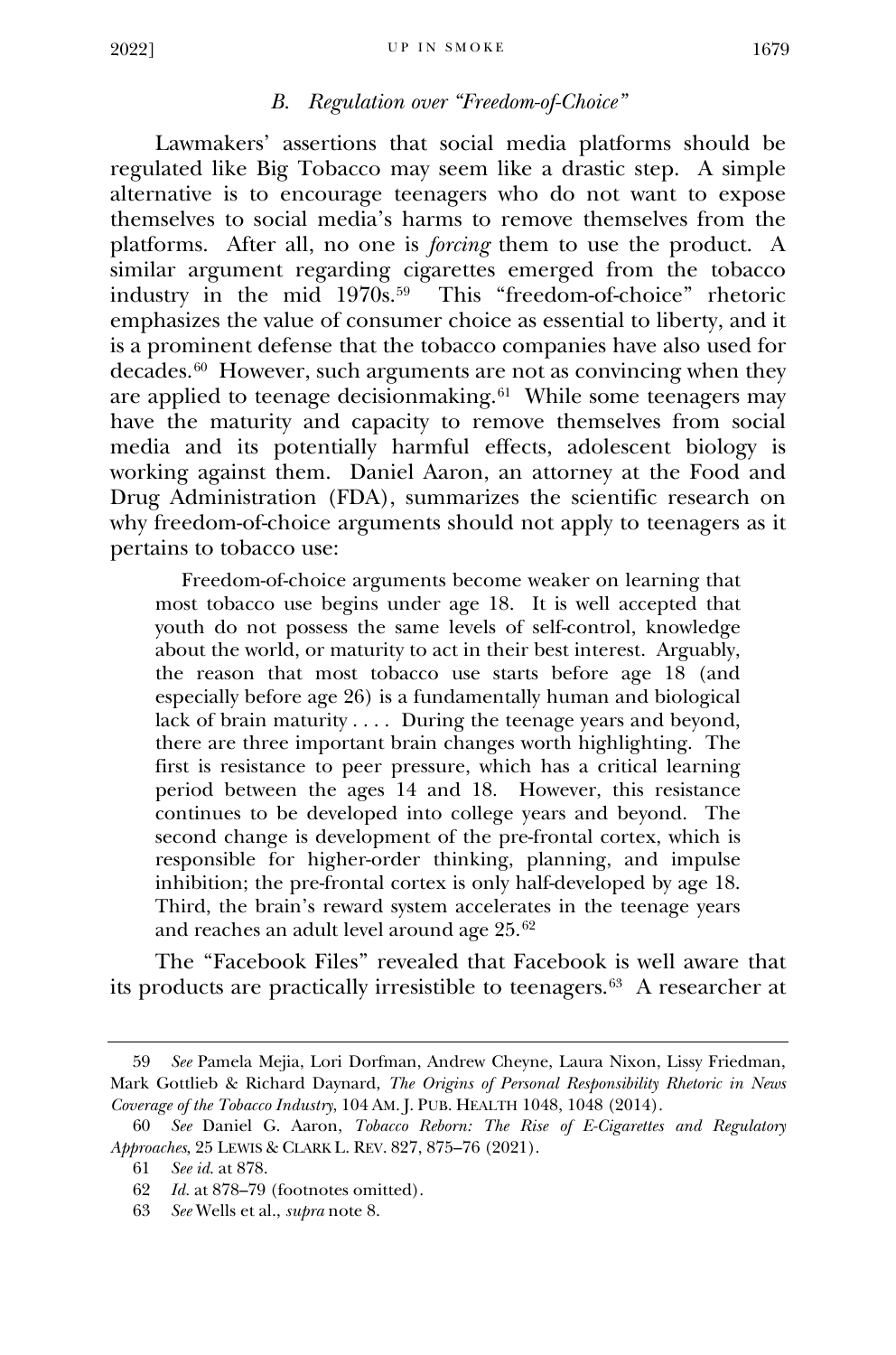### *B. Regulation over "Freedom-of-Choice"*

Lawmakers' assertions that social media platforms should be regulated like Big Tobacco may seem like a drastic step. A simple alternative is to encourage teenagers who do not want to expose themselves to social media's harms to remove themselves from the platforms. After all, no one is *forcing* them to use the product. A similar argument regarding cigarettes emerged from the tobacco industry in the mid 1970s.[59] This "freedom-of-choice" rhetoric emphasizes the value of consumer choice as essential to liberty, and it is a prominent defense that the tobacco companies have also used for decades.[60] However, such arguments are not as convincing when they are applied to teenage decisionmaking.[61] While some teenagers may have the maturity and capacity to remove themselves from social media and its potentially harmful effects, adolescent biology is working against them. Daniel Aaron, an attorney at the Food and Drug Administration (FDA), summarizes the scientific research on why freedom-of-choice arguments should not apply to teenagers as it pertains to tobacco use:

> Freedom-of-choice arguments become weaker on learning that most tobacco use begins under age 18. It is well accepted that youth do not possess the same levels of self-control, knowledge about the world, or maturity to act in their best interest. Arguably, the reason that most tobacco use starts before age 18 (and especially before age 26) is a fundamentally human and biological lack of brain maturity . . . . During the teenage years and beyond, there are three important brain changes worth highlighting. The first is resistance to peer pressure, which has a critical learning period between the ages 14 and 18. However, this resistance continues to be developed into college years and beyond. The second change is development of the pre-frontal cortex, which is responsible for higher-order thinking, planning, and impulse inhibition; the pre-frontal cortex is only half-developed by age 18. Third, the brain's reward system accelerates in the teenage years and reaches an adult level around age 25.[62]

The "Facebook Files" revealed that Facebook is well aware that its products are practically irresistible to teenagers.[63] A researcher at

---

59 *See* Pamela Mejia, Lori Dorfman, Andrew Cheyne, Laura Nixon, Lissy Friedman, Mark Gottlieb & Richard Daynard, *The Origins of Personal Responsibility Rhetoric in News Coverage of the Tobacco Industry*, 104 AM. J. PUB. HEALTH 1048, 1048 (2014).

60 *See* Daniel G. Aaron, *Tobacco Reborn: The Rise of E-Cigarettes and Regulatory Approaches*, 25 LEWIS & CLARK L. REV. 827, 875–76 (2021).

61 *See id.* at 878.

62 *Id.* at 878–79 (footnotes omitted).

63 *See* Wells et al., *supra* note 8.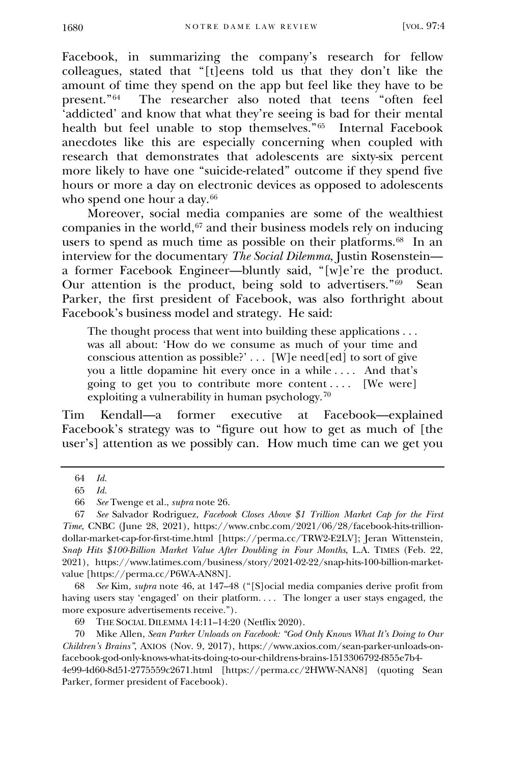Facebook, in summarizing the company's research for fellow colleagues, stated that "[t]eens told us that they don't like the amount of time they spend on the app but feel like they have to be present."[64] The researcher also noted that teens "often feel 'addicted' and know that what they're seeing is bad for their mental health but feel unable to stop themselves."[65] Internal Facebook anecdotes like this are especially concerning when coupled with research that demonstrates that adolescents are sixty-six percent more likely to have one "suicide-related" outcome if they spend five hours or more a day on electronic devices as opposed to adolescents who spend one hour a day.[66]

Moreover, social media companies are some of the wealthiest companies in the world,[67] and their business models rely on inducing users to spend as much time as possible on their platforms.[68] In an interview for the documentary *The Social Dilemma*, Justin Rosenstein—a former Facebook Engineer—bluntly said, "[w]e're the product. Our attention is the product, being sold to advertisers."[69] Sean Parker, the first president of Facebook, was also forthright about Facebook's business model and strategy. He said:

> The thought process that went into building these applications . . . was all about: 'How do we consume as much of your time and conscious attention as possible?' . . . [W]e need[ed] to sort of give you a little dopamine hit every once in a while . . . . And that's going to get you to contribute more content . . . . [We were] exploiting a vulnerability in human psychology.[70]

Tim Kendall—a former executive at Facebook—explained Facebook's strategy was to "figure out how to get as much of [the user's] attention as we possibly can. How much time can we get you

---

64 *Id.*

65 *Id.*

66 *See* Twenge et al., *supra* note 26.

67 *See* Salvador Rodriguez, *Facebook Closes Above $1 Trillion Market Cap for the First Time*, CNBC (June 28, 2021), https://www.cnbc.com/2021/06/28/facebook-hits-trillion-dollar-market-cap-for-first-time.html [https://perma.cc/TRW2-E2LV]; Jeran Wittenstein, *Snap Hits $100-Billion Market Value After Doubling in Four Months*, L.A. TIMES (Feb. 22, 2021), https://www.latimes.com/business/story/2021-02-22/snap-hits-100-billion-market-value [https://perma.cc/P6WA-AN8N].

68 *See* Kim, *supra* note 46, at 147–48 ("[S]ocial media companies derive profit from having users stay 'engaged' on their platform. . . . The longer a user stays engaged, the more exposure advertisements receive.").

69 THE SOCIAL DILEMMA 14:11–14:20 (Netflix 2020).

70 Mike Allen, *Sean Parker Unloads on Facebook: "God Only Knows What It's Doing to Our Children's Brains"*, AXIOS (Nov. 9, 2017), https://www.axios.com/sean-parker-unloads-on-facebook-god-only-knows-what-its-doing-to-our-childrens-brains-1513306792-f855e7b4-4e99-4d60-8d51-2775559c2671.html [https://perma.cc/2HWW-NAN8] (quoting Sean Parker, former president of Facebook).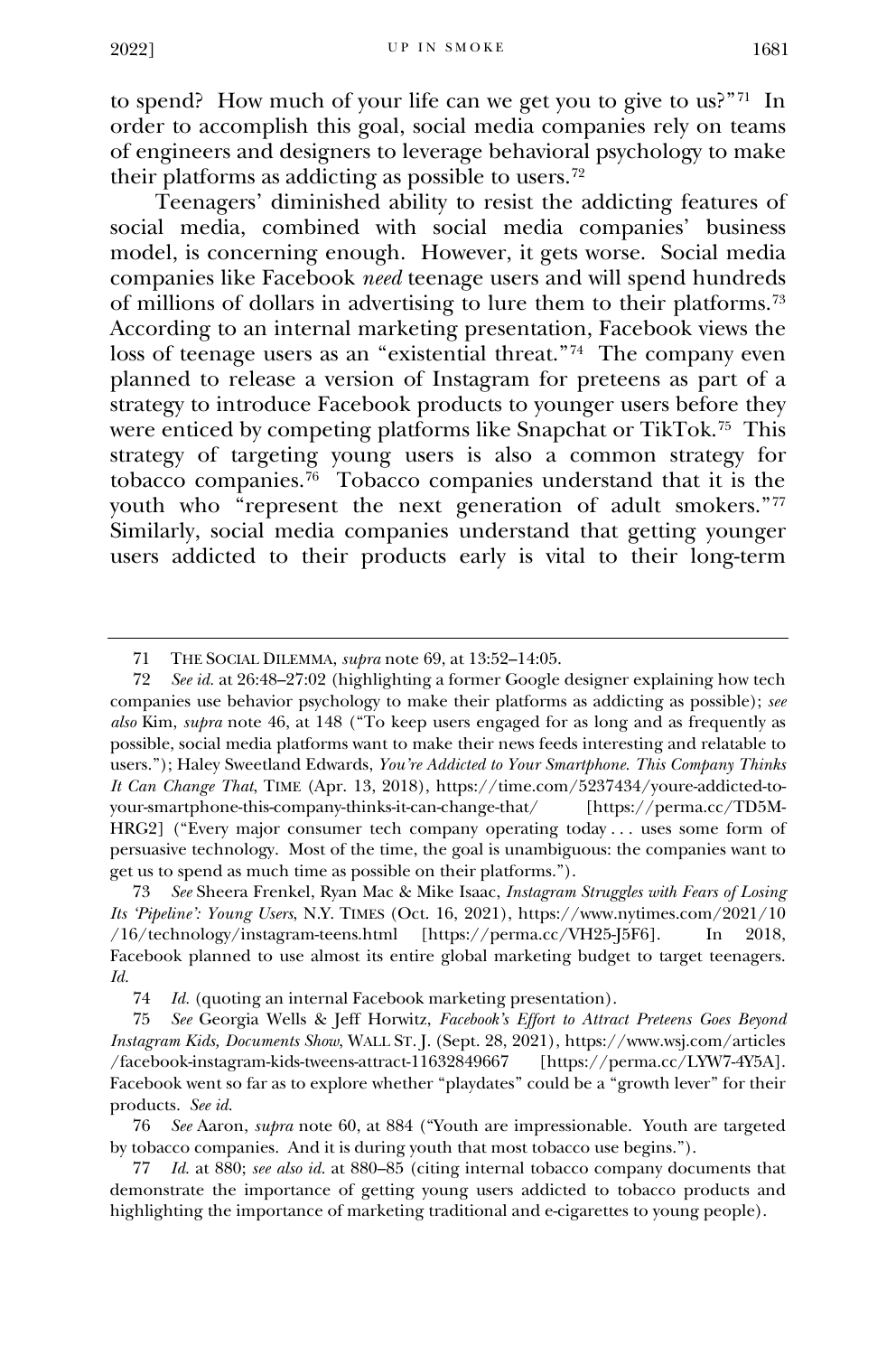to spend? How much of your life can we get you to give to us?"[71] In order to accomplish this goal, social media companies rely on teams of engineers and designers to leverage behavioral psychology to make their platforms as addicting as possible to users.[72]

Teenagers' diminished ability to resist the addicting features of social media, combined with social media companies' business model, is concerning enough. However, it gets worse. Social media companies like Facebook *need* teenage users and will spend hundreds of millions of dollars in advertising to lure them to their platforms.[73] According to an internal marketing presentation, Facebook views the loss of teenage users as an "existential threat."[74] The company even planned to release a version of Instagram for preteens as part of a strategy to introduce Facebook products to younger users before they were enticed by competing platforms like Snapchat or TikTok.[75] This strategy of targeting young users is also a common strategy for tobacco companies.[76] Tobacco companies understand that it is the youth who "represent the next generation of adult smokers."[77] Similarly, social media companies understand that getting younger users addicted to their products early is vital to their long-term

---

71 THE SOCIAL DILEMMA, *supra* note 69, at 13:52–14:05.

72 *See id.* at 26:48–27:02 (highlighting a former Google designer explaining how tech companies use behavior psychology to make their platforms as addicting as possible); *see also* Kim, *supra* note 46, at 148 ("To keep users engaged for as long and as frequently as possible, social media platforms want to make their news feeds interesting and relatable to users."); Haley Sweetland Edwards, *You're Addicted to Your Smartphone. This Company Thinks It Can Change That*, TIME (Apr. 13, 2018), https://time.com/5237434/youre-addicted-to-your-smartphone-this-company-thinks-it-can-change-that/ [https://perma.cc/TD5M-HRG2] ("Every major consumer tech company operating today . . . uses some form of persuasive technology. Most of the time, the goal is unambiguous: the companies want to get us to spend as much time as possible on their platforms.").

73 *See* Sheera Frenkel, Ryan Mac & Mike Isaac, *Instagram Struggles with Fears of Losing Its 'Pipeline': Young Users*, N.Y. TIMES (Oct. 16, 2021), https://www.nytimes.com/2021/10/16/technology/instagram-teens.html [https://perma.cc/VH25-J5F6]. In 2018, Facebook planned to use almost its entire global marketing budget to target teenagers. *Id.*

74 *Id.* (quoting an internal Facebook marketing presentation).

75 *See* Georgia Wells & Jeff Horwitz, *Facebook's Effort to Attract Preteens Goes Beyond Instagram Kids, Documents Show*, WALL ST. J. (Sept. 28, 2021), https://www.wsj.com/articles/facebook-instagram-kids-tweens-attract-11632849667 [https://perma.cc/LYW7-4Y5A]. Facebook went so far as to explore whether "playdates" could be a "growth lever" for their products. *See id.*

76 *See* Aaron, *supra* note 60, at 884 ("Youth are impressionable. Youth are targeted by tobacco companies. And it is during youth that most tobacco use begins.").

77 *Id.* at 880; *see also id.* at 880–85 (citing internal tobacco company documents that demonstrate the importance of getting young users addicted to tobacco products and highlighting the importance of marketing traditional and e-cigarettes to young people).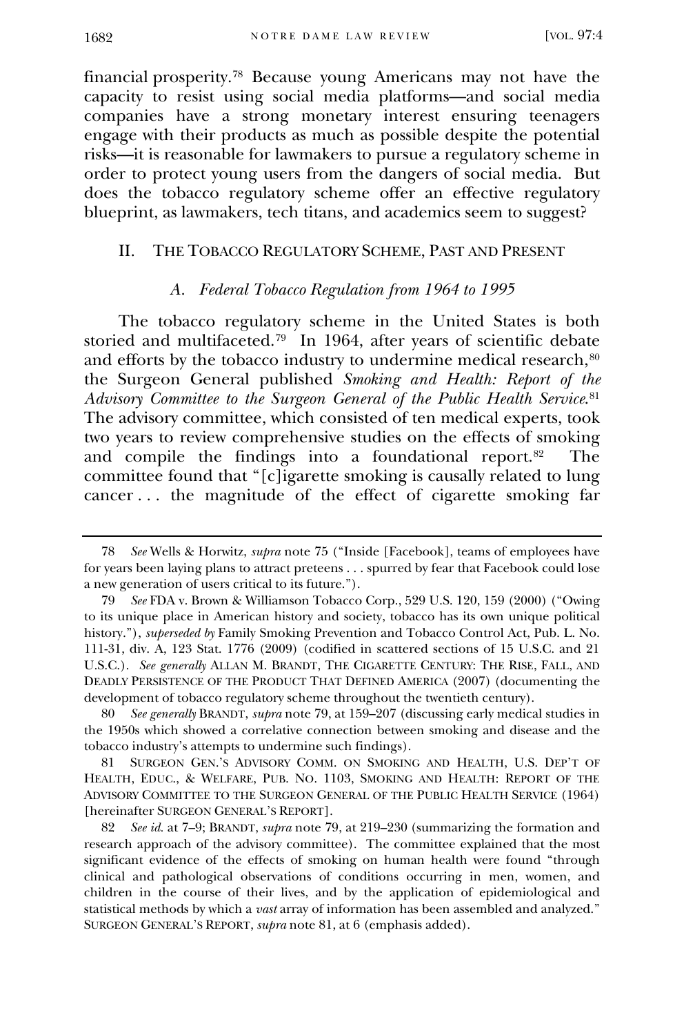financial prosperity.[78] Because young Americans may not have the capacity to resist using social media platforms—and social media companies have a strong monetary interest ensuring teenagers engage with their products as much as possible despite the potential risks—it is reasonable for lawmakers to pursue a regulatory scheme in order to protect young users from the dangers of social media. But does the tobacco regulatory scheme offer an effective regulatory blueprint, as lawmakers, tech titans, and academics seem to suggest?

## II. THE TOBACCO REGULATORY SCHEME, PAST AND PRESENT

### *A. Federal Tobacco Regulation from 1964 to 1995*

The tobacco regulatory scheme in the United States is both storied and multifaceted.[79] In 1964, after years of scientific debate and efforts by the tobacco industry to undermine medical research,[80] the Surgeon General published *Smoking and Health: Report of the Advisory Committee to the Surgeon General of the Public Health Service*.[81] The advisory committee, which consisted of ten medical experts, took two years to review comprehensive studies on the effects of smoking and compile the findings into a foundational report.[82] The committee found that "[c]igarette smoking is causally related to lung cancer . . . the magnitude of the effect of cigarette smoking far

---

78 *See* Wells & Horwitz, *supra* note 75 ("Inside [Facebook], teams of employees have for years been laying plans to attract preteens . . . spurred by fear that Facebook could lose a new generation of users critical to its future.").

79 *See* FDA v. Brown & Williamson Tobacco Corp., 529 U.S. 120, 159 (2000) ("Owing to its unique place in American history and society, tobacco has its own unique political history."), *superseded by* Family Smoking Prevention and Tobacco Control Act, Pub. L. No. 111-31, div. A, 123 Stat. 1776 (2009) (codified in scattered sections of 15 U.S.C. and 21 U.S.C.). *See generally* ALLAN M. BRANDT, THE CIGARETTE CENTURY: THE RISE, FALL, AND DEADLY PERSISTENCE OF THE PRODUCT THAT DEFINED AMERICA (2007) (documenting the development of tobacco regulatory scheme throughout the twentieth century).

80 *See generally* BRANDT, *supra* note 79, at 159–207 (discussing early medical studies in the 1950s which showed a correlative connection between smoking and disease and the tobacco industry's attempts to undermine such findings).

81 SURGEON GEN.'S ADVISORY COMM. ON SMOKING AND HEALTH, U.S. DEP'T OF HEALTH, EDUC., & WELFARE, PUB. NO. 1103, SMOKING AND HEALTH: REPORT OF THE ADVISORY COMMITTEE TO THE SURGEON GENERAL OF THE PUBLIC HEALTH SERVICE (1964) [hereinafter SURGEON GENERAL'S REPORT].

82 *See id.* at 7–9; BRANDT, *supra* note 79, at 219–230 (summarizing the formation and research approach of the advisory committee). The committee explained that the most significant evidence of the effects of smoking on human health were found "through clinical and pathological observations of conditions occurring in men, women, and children in the course of their lives, and by the application of epidemiological and statistical methods by which a *vast* array of information has been assembled and analyzed." SURGEON GENERAL'S REPORT, *supra* note 81, at 6 (emphasis added).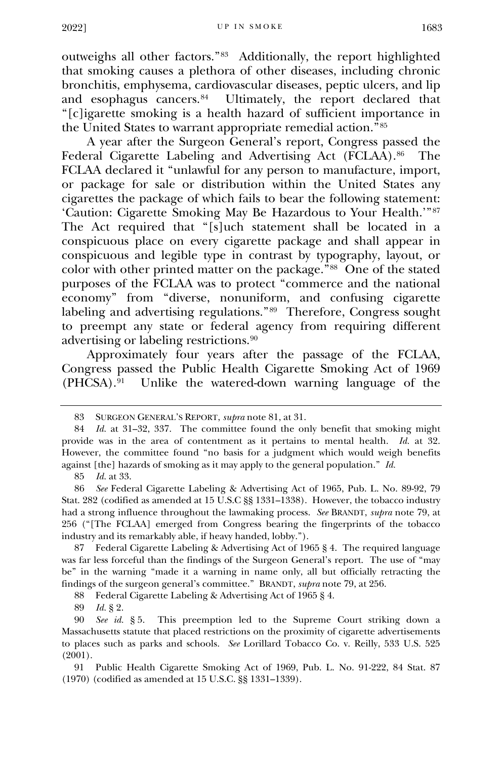outweighs all other factors."[83] Additionally, the report highlighted that smoking causes a plethora of other diseases, including chronic bronchitis, emphysema, cardiovascular diseases, peptic ulcers, and lip and esophagus cancers.[84] Ultimately, the report declared that "[c]igarette smoking is a health hazard of sufficient importance in the United States to warrant appropriate remedial action."[85]

A year after the Surgeon General's report, Congress passed the Federal Cigarette Labeling and Advertising Act (FCLAA).[86] The FCLAA declared it "unlawful for any person to manufacture, import, or package for sale or distribution within the United States any cigarettes the package of which fails to bear the following statement: 'Caution: Cigarette Smoking May Be Hazardous to Your Health.'"[87] The Act required that "[s]uch statement shall be located in a conspicuous place on every cigarette package and shall appear in conspicuous and legible type in contrast by typography, layout, or color with other printed matter on the package."[88] One of the stated purposes of the FCLAA was to protect "commerce and the national economy" from "diverse, nonuniform, and confusing cigarette labeling and advertising regulations."[89] Therefore, Congress sought to preempt any state or federal agency from requiring different advertising or labeling restrictions.[90]

Approximately four years after the passage of the FCLAA, Congress passed the Public Health Cigarette Smoking Act of 1969 (PHCSA).[91] Unlike the watered-down warning language of the

---

83 SURGEON GENERAL'S REPORT, *supra* note 81, at 31.

84 *Id.* at 31–32, 337. The committee found the only benefit that smoking might provide was in the area of contentment as it pertains to mental health. *Id.* at 32. However, the committee found "no basis for a judgment which would weigh benefits against [the] hazards of smoking as it may apply to the general population." *Id.*

85 *Id.* at 33.

86 *See* Federal Cigarette Labeling & Advertising Act of 1965, Pub. L. No. 89-92, 79 Stat. 282 (codified as amended at 15 U.S.C §§ 1331–1338). However, the tobacco industry had a strong influence throughout the lawmaking process. *See* BRANDT, *supra* note 79, at 256 ("[The FCLAA] emerged from Congress bearing the fingerprints of the tobacco industry and its remarkably able, if heavy handed, lobby.").

87 Federal Cigarette Labeling & Advertising Act of 1965 § 4. The required language was far less forceful than the findings of the Surgeon General's report. The use of "may be" in the warning "made it a warning in name only, all but officially retracting the findings of the surgeon general's committee." BRANDT, *supra* note 79, at 256.

88 Federal Cigarette Labeling & Advertising Act of 1965 § 4.

89 *Id.* § 2.

90 *See id.* § 5. This preemption led to the Supreme Court striking down a Massachusetts statute that placed restrictions on the proximity of cigarette advertisements to places such as parks and schools. *See* Lorillard Tobacco Co. v. Reilly, 533 U.S. 525 (2001).

91 Public Health Cigarette Smoking Act of 1969, Pub. L. No. 91-222, 84 Stat. 87 (1970) (codified as amended at 15 U.S.C. §§ 1331–1339).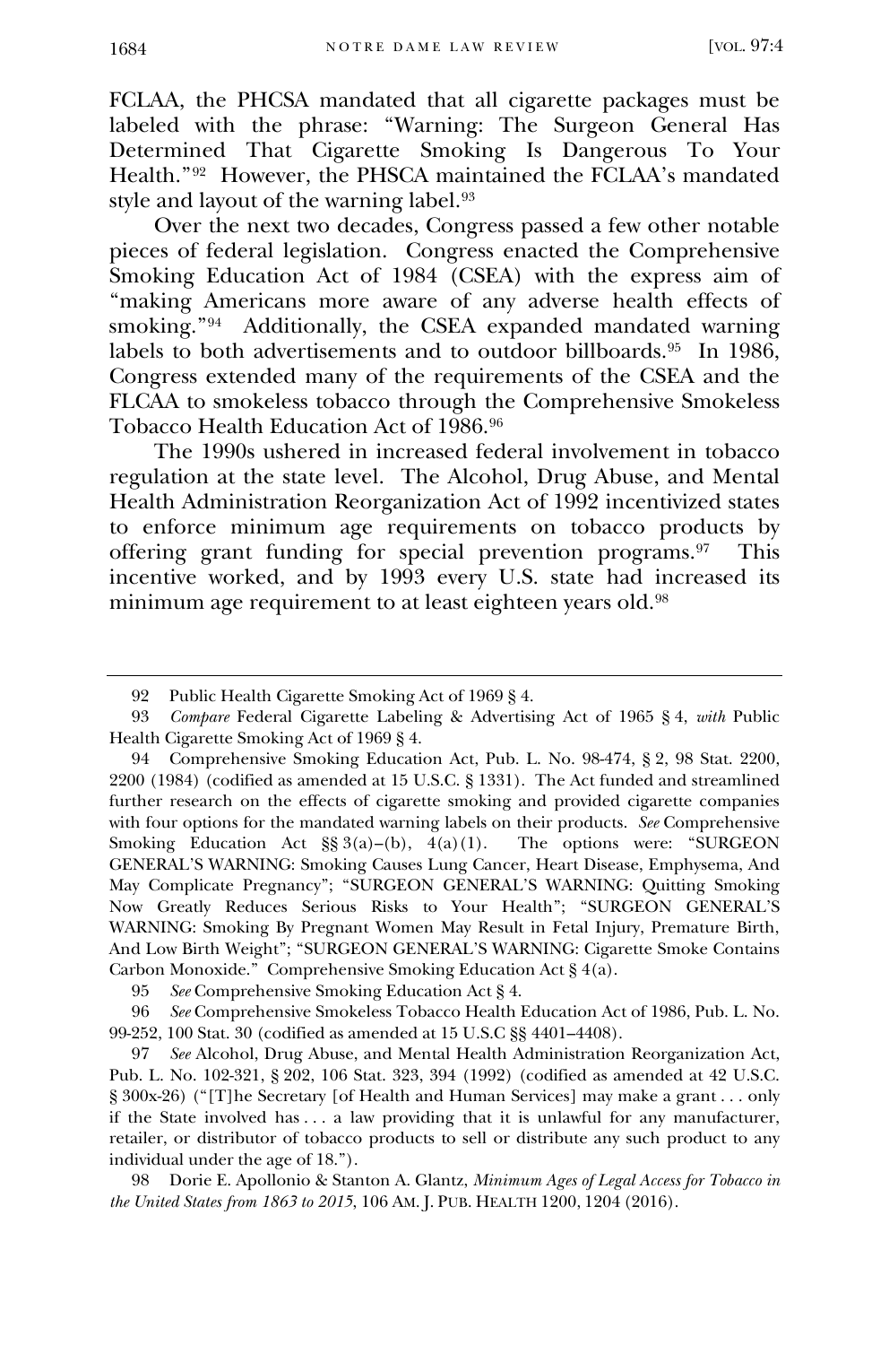FCLAA, the PHCSA mandated that all cigarette packages must be labeled with the phrase: "Warning: The Surgeon General Has Determined That Cigarette Smoking Is Dangerous To Your Health."[92] However, the PHSCA maintained the FCLAA's mandated style and layout of the warning label.[93]

Over the next two decades, Congress passed a few other notable pieces of federal legislation. Congress enacted the Comprehensive Smoking Education Act of 1984 (CSEA) with the express aim of "making Americans more aware of any adverse health effects of smoking."[94] Additionally, the CSEA expanded mandated warning labels to both advertisements and to outdoor billboards.[95] In 1986, Congress extended many of the requirements of the CSEA and the FLCAA to smokeless tobacco through the Comprehensive Smokeless Tobacco Health Education Act of 1986.[96]

The 1990s ushered in increased federal involvement in tobacco regulation at the state level. The Alcohol, Drug Abuse, and Mental Health Administration Reorganization Act of 1992 incentivized states to enforce minimum age requirements on tobacco products by offering grant funding for special prevention programs.[97] This incentive worked, and by 1993 every U.S. state had increased its minimum age requirement to at least eighteen years old.[98]

---

92 Public Health Cigarette Smoking Act of 1969 § 4.

93 *Compare* Federal Cigarette Labeling & Advertising Act of 1965 § 4, *with* Public Health Cigarette Smoking Act of 1969 § 4.

94 Comprehensive Smoking Education Act, Pub. L. No. 98-474, § 2, 98 Stat. 2200, 2200 (1984) (codified as amended at 15 U.S.C. § 1331). The Act funded and streamlined further research on the effects of cigarette smoking and provided cigarette companies with four options for the mandated warning labels on their products. *See* Comprehensive Smoking Education Act §§ 3(a)–(b), 4(a)(1). The options were: "SURGEON GENERAL'S WARNING: Smoking Causes Lung Cancer, Heart Disease, Emphysema, And May Complicate Pregnancy"; "SURGEON GENERAL'S WARNING: Quitting Smoking Now Greatly Reduces Serious Risks to Your Health"; "SURGEON GENERAL'S WARNING: Smoking By Pregnant Women May Result in Fetal Injury, Premature Birth, And Low Birth Weight"; "SURGEON GENERAL'S WARNING: Cigarette Smoke Contains Carbon Monoxide." Comprehensive Smoking Education Act § 4(a).

95 *See* Comprehensive Smoking Education Act § 4.

96 *See* Comprehensive Smokeless Tobacco Health Education Act of 1986, Pub. L. No. 99-252, 100 Stat. 30 (codified as amended at 15 U.S.C §§ 4401–4408).

97 *See* Alcohol, Drug Abuse, and Mental Health Administration Reorganization Act, Pub. L. No. 102-321, § 202, 106 Stat. 323, 394 (1992) (codified as amended at 42 U.S.C. § 300x-26) ("[T]he Secretary [of Health and Human Services] may make a grant . . . only if the State involved has . . . a law providing that it is unlawful for any manufacturer, retailer, or distributor of tobacco products to sell or distribute any such product to any individual under the age of 18.").

98 Dorie E. Apollonio & Stanton A. Glantz, *Minimum Ages of Legal Access for Tobacco in the United States from 1863 to 2015*, 106 AM. J. PUB. HEALTH 1200, 1204 (2016).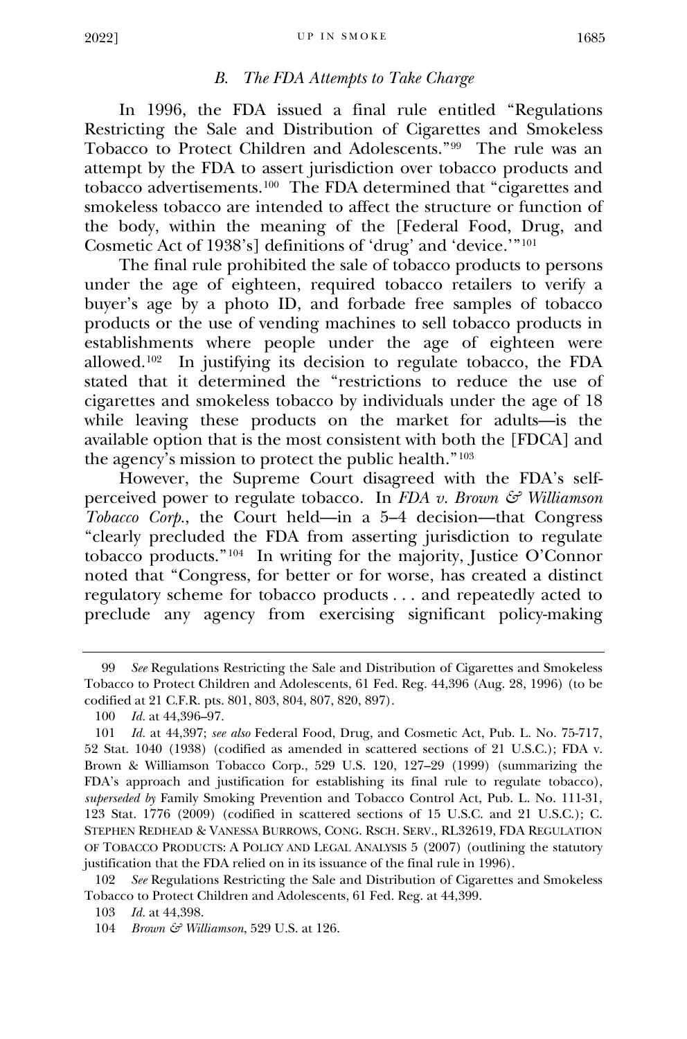### *B. The FDA Attempts to Take Charge*

In 1996, the FDA issued a final rule entitled "Regulations Restricting the Sale and Distribution of Cigarettes and Smokeless Tobacco to Protect Children and Adolescents."[99] The rule was an attempt by the FDA to assert jurisdiction over tobacco products and tobacco advertisements.[100] The FDA determined that "cigarettes and smokeless tobacco are intended to affect the structure or function of the body, within the meaning of the [Federal Food, Drug, and Cosmetic Act of 1938's] definitions of 'drug' and 'device.'"[101]

The final rule prohibited the sale of tobacco products to persons under the age of eighteen, required tobacco retailers to verify a buyer's age by a photo ID, and forbade free samples of tobacco products or the use of vending machines to sell tobacco products in establishments where people under the age of eighteen were allowed.[102] In justifying its decision to regulate tobacco, the FDA stated that it determined the "restrictions to reduce the use of cigarettes and smokeless tobacco by individuals under the age of 18 while leaving these products on the market for adults—is the available option that is the most consistent with both the [FDCA] and the agency's mission to protect the public health."[103]

However, the Supreme Court disagreed with the FDA's self-perceived power to regulate tobacco. In *FDA v. Brown & Williamson Tobacco Corp.*, the Court held—in a 5–4 decision—that Congress "clearly precluded the FDA from asserting jurisdiction to regulate tobacco products."[104] In writing for the majority, Justice O'Connor noted that "Congress, for better or for worse, has created a distinct regulatory scheme for tobacco products . . . and repeatedly acted to preclude any agency from exercising significant policy-making

---

99 *See* Regulations Restricting the Sale and Distribution of Cigarettes and Smokeless Tobacco to Protect Children and Adolescents, 61 Fed. Reg. 44,396 (Aug. 28, 1996) (to be codified at 21 C.F.R. pts. 801, 803, 804, 807, 820, 897).

100 *Id.* at 44,396–97.

101 *Id.* at 44,397; *see also* Federal Food, Drug, and Cosmetic Act, Pub. L. No. 75-717, 52 Stat. 1040 (1938) (codified as amended in scattered sections of 21 U.S.C.); FDA v. Brown & Williamson Tobacco Corp., 529 U.S. 120, 127–29 (1999) (summarizing the FDA's approach and justification for establishing its final rule to regulate tobacco), *superseded by* Family Smoking Prevention and Tobacco Control Act, Pub. L. No. 111-31, 123 Stat. 1776 (2009) (codified in scattered sections of 15 U.S.C. and 21 U.S.C.); C. STEPHEN REDHEAD & VANESSA BURROWS, CONG. RSCH. SERV., RL32619, FDA REGULATION OF TOBACCO PRODUCTS: A POLICY AND LEGAL ANALYSIS 5 (2007) (outlining the statutory justification that the FDA relied on in its issuance of the final rule in 1996).

102 *See* Regulations Restricting the Sale and Distribution of Cigarettes and Smokeless Tobacco to Protect Children and Adolescents, 61 Fed. Reg. at 44,399.

103 *Id.* at 44,398.

104 *Brown & Williamson*, 529 U.S. at 126.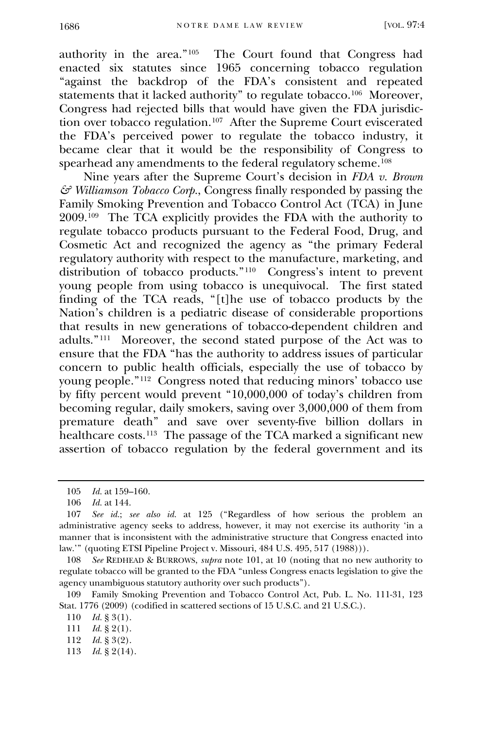authority in the area."[105] The Court found that Congress had enacted six statutes since 1965 concerning tobacco regulation "against the backdrop of the FDA's consistent and repeated statements that it lacked authority" to regulate tobacco.[106] Moreover, Congress had rejected bills that would have given the FDA jurisdiction over tobacco regulation.[107] After the Supreme Court eviscerated the FDA's perceived power to regulate the tobacco industry, it became clear that it would be the responsibility of Congress to spearhead any amendments to the federal regulatory scheme.[108]

Nine years after the Supreme Court's decision in *FDA v. Brown & Williamson Tobacco Corp.*, Congress finally responded by passing the Family Smoking Prevention and Tobacco Control Act (TCA) in June 2009.[109] The TCA explicitly provides the FDA with the authority to regulate tobacco products pursuant to the Federal Food, Drug, and Cosmetic Act and recognized the agency as "the primary Federal regulatory authority with respect to the manufacture, marketing, and distribution of tobacco products."[110] Congress's intent to prevent young people from using tobacco is unequivocal. The first stated finding of the TCA reads, "[t]he use of tobacco products by the Nation's children is a pediatric disease of considerable proportions that results in new generations of tobacco-dependent children and adults."[111] Moreover, the second stated purpose of the Act was to ensure that the FDA "has the authority to address issues of particular concern to public health officials, especially the use of tobacco by young people."[112] Congress noted that reducing minors' tobacco use by fifty percent would prevent "10,000,000 of today's children from becoming regular, daily smokers, saving over 3,000,000 of them from premature death" and save over seventy-five billion dollars in healthcare costs.[113] The passage of the TCA marked a significant new assertion of tobacco regulation by the federal government and its

---

105 *Id.* at 159–160.

106 *Id.* at 144.

107 *See id.*; *see also id.* at 125 ("Regardless of how serious the problem an administrative agency seeks to address, however, it may not exercise its authority 'in a manner that is inconsistent with the administrative structure that Congress enacted into law.'" (quoting ETSI Pipeline Project v. Missouri, 484 U.S. 495, 517 (1988))).

108 *See* REDHEAD & BURROWS, *supra* note 101, at 10 (noting that no new authority to regulate tobacco will be granted to the FDA "unless Congress enacts legislation to give the agency unambiguous statutory authority over such products").

109 Family Smoking Prevention and Tobacco Control Act, Pub. L. No. 111-31, 123 Stat. 1776 (2009) (codified in scattered sections of 15 U.S.C. and 21 U.S.C.).

110 *Id.* § 3(1).

111 *Id.* § 2(1).

112 *Id.* § 3(2).

113 *Id.* § 2(14).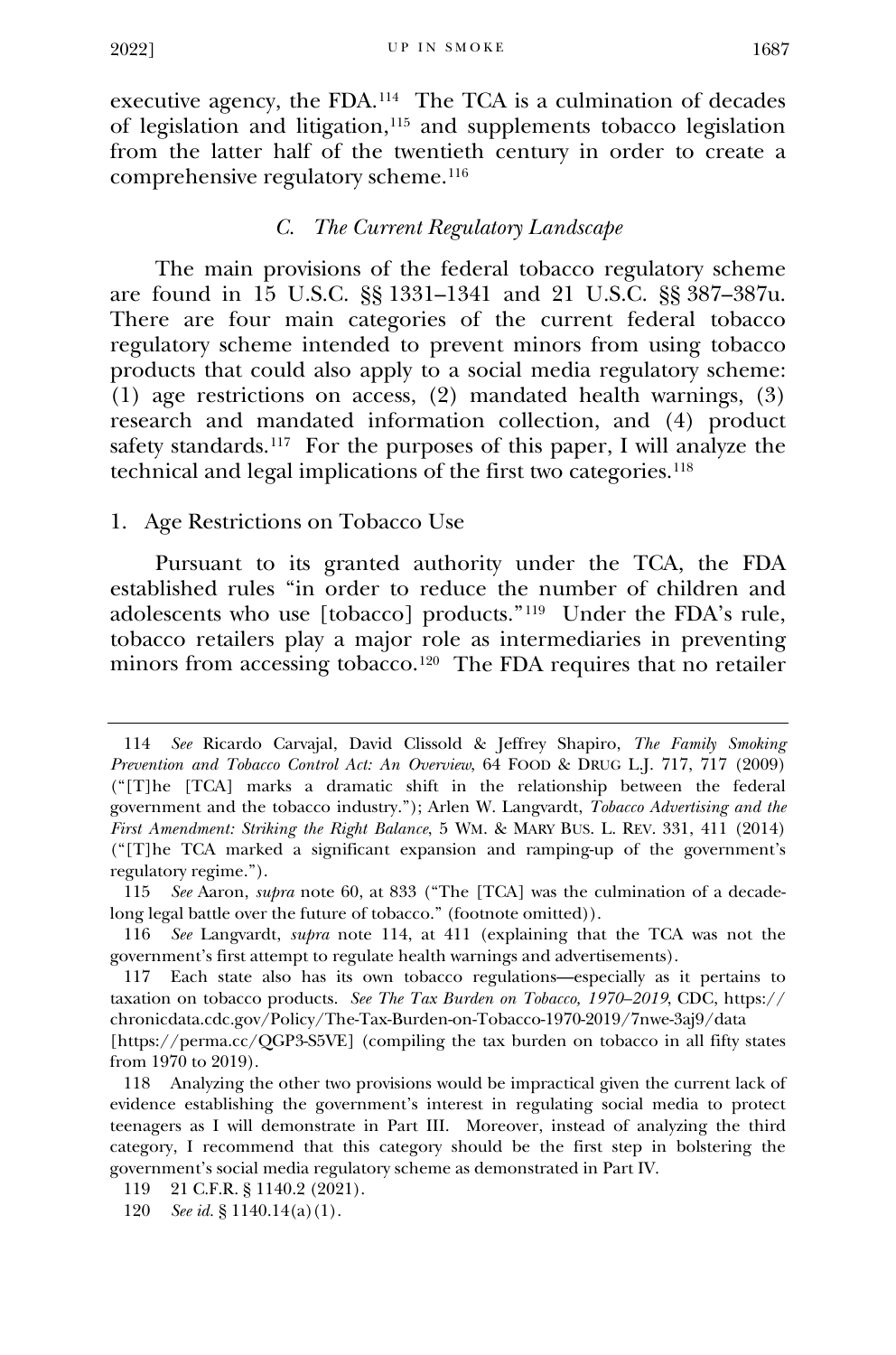executive agency, the FDA.[114] The TCA is a culmination of decades of legislation and litigation,[115] and supplements tobacco legislation from the latter half of the twentieth century in order to create a comprehensive regulatory scheme.[116]

### *C. The Current Regulatory Landscape*

The main provisions of the federal tobacco regulatory scheme are found in 15 U.S.C. §§ 1331–1341 and 21 U.S.C. §§ 387–387u. There are four main categories of the current federal tobacco regulatory scheme intended to prevent minors from using tobacco products that could also apply to a social media regulatory scheme: (1) age restrictions on access, (2) mandated health warnings, (3) research and mandated information collection, and (4) product safety standards.[117] For the purposes of this paper, I will analyze the technical and legal implications of the first two categories.[118]

#### 1. Age Restrictions on Tobacco Use

Pursuant to its granted authority under the TCA, the FDA established rules "in order to reduce the number of children and adolescents who use [tobacco] products."[119] Under the FDA's rule, tobacco retailers play a major role as intermediaries in preventing minors from accessing tobacco.[120] The FDA requires that no retailer

---

114 *See* Ricardo Carvajal, David Clissold & Jeffrey Shapiro, *The Family Smoking Prevention and Tobacco Control Act: An Overview*, 64 FOOD & DRUG L.J. 717, 717 (2009) ("[T]he [TCA] marks a dramatic shift in the relationship between the federal government and the tobacco industry."); Arlen W. Langvardt, *Tobacco Advertising and the First Amendment: Striking the Right Balance*, 5 WM. & MARY BUS. L. REV. 331, 411 (2014) ("[T]he TCA marked a significant expansion and ramping-up of the government's regulatory regime.").

115 *See* Aaron, *supra* note 60, at 833 ("The [TCA] was the culmination of a decade-long legal battle over the future of tobacco." (footnote omitted)).

116 *See* Langvardt, *supra* note 114, at 411 (explaining that the TCA was not the government's first attempt to regulate health warnings and advertisements).

117 Each state also has its own tobacco regulations—especially as it pertains to taxation on tobacco products. *See The Tax Burden on Tobacco, 1970–2019*, CDC, https://chronicdata.cdc.gov/Policy/The-Tax-Burden-on-Tobacco-1970-2019/7nwe-3aj9/data [https://perma.cc/QGP3-S5VE] (compiling the tax burden on tobacco in all fifty states from 1970 to 2019).

118 Analyzing the other two provisions would be impractical given the current lack of evidence establishing the government's interest in regulating social media to protect teenagers as I will demonstrate in Part III. Moreover, instead of analyzing the third category, I recommend that this category should be the first step in bolstering the government's social media regulatory scheme as demonstrated in Part IV.

119 21 C.F.R. § 1140.2 (2021).

120 *See id.* § 1140.14(a)(1).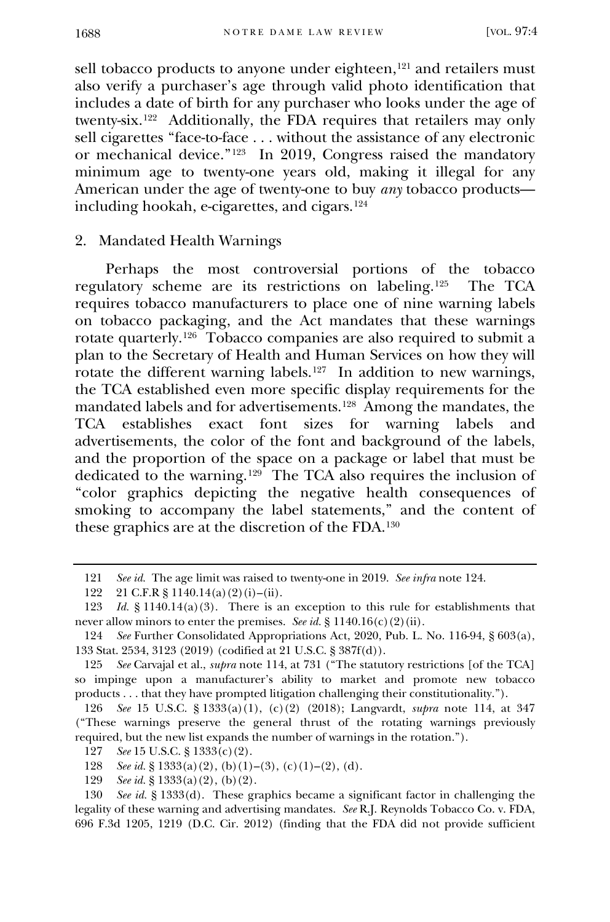sell tobacco products to anyone under eighteen,[121] and retailers must also verify a purchaser's age through valid photo identification that includes a date of birth for any purchaser who looks under the age of twenty-six.[122] Additionally, the FDA requires that retailers may only sell cigarettes "face-to-face . . . without the assistance of any electronic or mechanical device."[123] In 2019, Congress raised the mandatory minimum age to twenty-one years old, making it illegal for any American under the age of twenty-one to buy *any* tobacco products—including hookah, e-cigarettes, and cigars.[124]

### 2. Mandated Health Warnings

Perhaps the most controversial portions of the tobacco regulatory scheme are its restrictions on labeling.[125] The TCA requires tobacco manufacturers to place one of nine warning labels on tobacco packaging, and the Act mandates that these warnings rotate quarterly.[126] Tobacco companies are also required to submit a plan to the Secretary of Health and Human Services on how they will rotate the different warning labels.[127] In addition to new warnings, the TCA established even more specific display requirements for the mandated labels and for advertisements.[128] Among the mandates, the TCA establishes exact font sizes for warning labels and advertisements, the color of the font and background of the labels, and the proportion of the space on a package or label that must be dedicated to the warning.[129] The TCA also requires the inclusion of "color graphics depicting the negative health consequences of smoking to accompany the label statements," and the content of these graphics are at the discretion of the FDA.[130]

---

121 *See id.* The age limit was raised to twenty-one in 2019. *See infra* note 124.

122 21 C.F.R § 1140.14(a)(2)(i)–(ii).

123 *Id.* § 1140.14(a)(3). There is an exception to this rule for establishments that never allow minors to enter the premises. *See id.* § 1140.16(c)(2)(ii).

124 *See* Further Consolidated Appropriations Act, 2020, Pub. L. No. 116-94, § 603(a), 133 Stat. 2534, 3123 (2019) (codified at 21 U.S.C. § 387f(d)).

125 *See* Carvajal et al., *supra* note 114, at 731 ("The statutory restrictions [of the TCA] so impinge upon a manufacturer's ability to market and promote new tobacco products . . . that they have prompted litigation challenging their constitutionality.").

126 *See* 15 U.S.C. § 1333(a)(1), (c)(2) (2018); Langvardt, *supra* note 114, at 347 ("These warnings preserve the general thrust of the rotating warnings previously required, but the new list expands the number of warnings in the rotation.").

127 *See* 15 U.S.C. § 1333(c)(2).

128 *See id.* § 1333(a)(2), (b)(1)–(3), (c)(1)–(2), (d).

129 *See id.* § 1333(a)(2), (b)(2).

130 *See id.* § 1333(d). These graphics became a significant factor in challenging the legality of these warning and advertising mandates. *See* R.J. Reynolds Tobacco Co. v. FDA, 696 F.3d 1205, 1219 (D.C. Cir. 2012) (finding that the FDA did not provide sufficient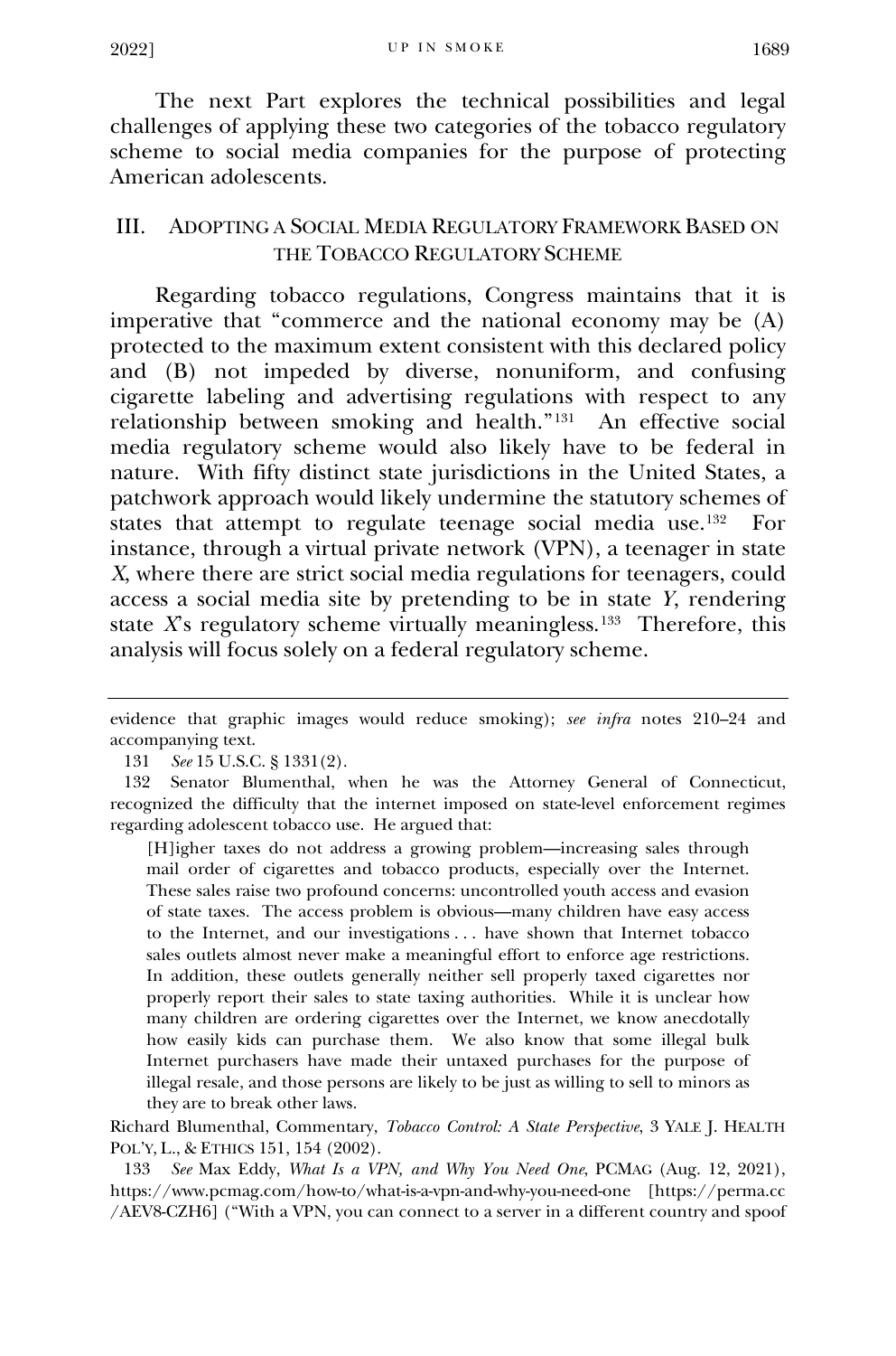The next Part explores the technical possibilities and legal challenges of applying these two categories of the tobacco regulatory scheme to social media companies for the purpose of protecting American adolescents.

## III. Adopting a Social Media Regulatory Framework Based on the Tobacco Regulatory Scheme

Regarding tobacco regulations, Congress maintains that it is imperative that "commerce and the national economy may be (A) protected to the maximum extent consistent with this declared policy and (B) not impeded by diverse, nonuniform, and confusing cigarette labeling and advertising regulations with respect to any relationship between smoking and health."[131] An effective social media regulatory scheme would also likely have to be federal in nature. With fifty distinct state jurisdictions in the United States, a patchwork approach would likely undermine the statutory schemes of states that attempt to regulate teenage social media use.[132] For instance, through a virtual private network (VPN), a teenager in state *X*, where there are strict social media regulations for teenagers, could access a social media site by pretending to be in state *Y*, rendering state *X*'s regulatory scheme virtually meaningless.[133] Therefore, this analysis will focus solely on a federal regulatory scheme.

---

evidence that graphic images would reduce smoking); *see infra* notes 210–24 and accompanying text.

131 *See* 15 U.S.C. § 1331(2).

132 Senator Blumenthal, when he was the Attorney General of Connecticut, recognized the difficulty that the internet imposed on state-level enforcement regimes regarding adolescent tobacco use. He argued that:

> [H]igher taxes do not address a growing problem—increasing sales through mail order of cigarettes and tobacco products, especially over the Internet. These sales raise two profound concerns: uncontrolled youth access and evasion of state taxes. The access problem is obvious—many children have easy access to the Internet, and our investigations . . . have shown that Internet tobacco sales outlets almost never make a meaningful effort to enforce age restrictions. In addition, these outlets generally neither sell properly taxed cigarettes nor properly report their sales to state taxing authorities. While it is unclear how many children are ordering cigarettes over the Internet, we know anecdotally how easily kids can purchase them. We also know that some illegal bulk Internet purchasers have made their untaxed purchases for the purpose of illegal resale, and those persons are likely to be just as willing to sell to minors as they are to break other laws.

Richard Blumenthal, Commentary, *Tobacco Control: A State Perspective*, 3 YALE J. HEALTH POL'Y, L., & ETHICS 151, 154 (2002).

133 *See* Max Eddy, *What Is a VPN, and Why You Need One*, PCMAG (Aug. 12, 2021), https://www.pcmag.com/how-to/what-is-a-vpn-and-why-you-need-one [https://perma.cc/AEV8-CZH6] ("With a VPN, you can connect to a server in a different country and spoof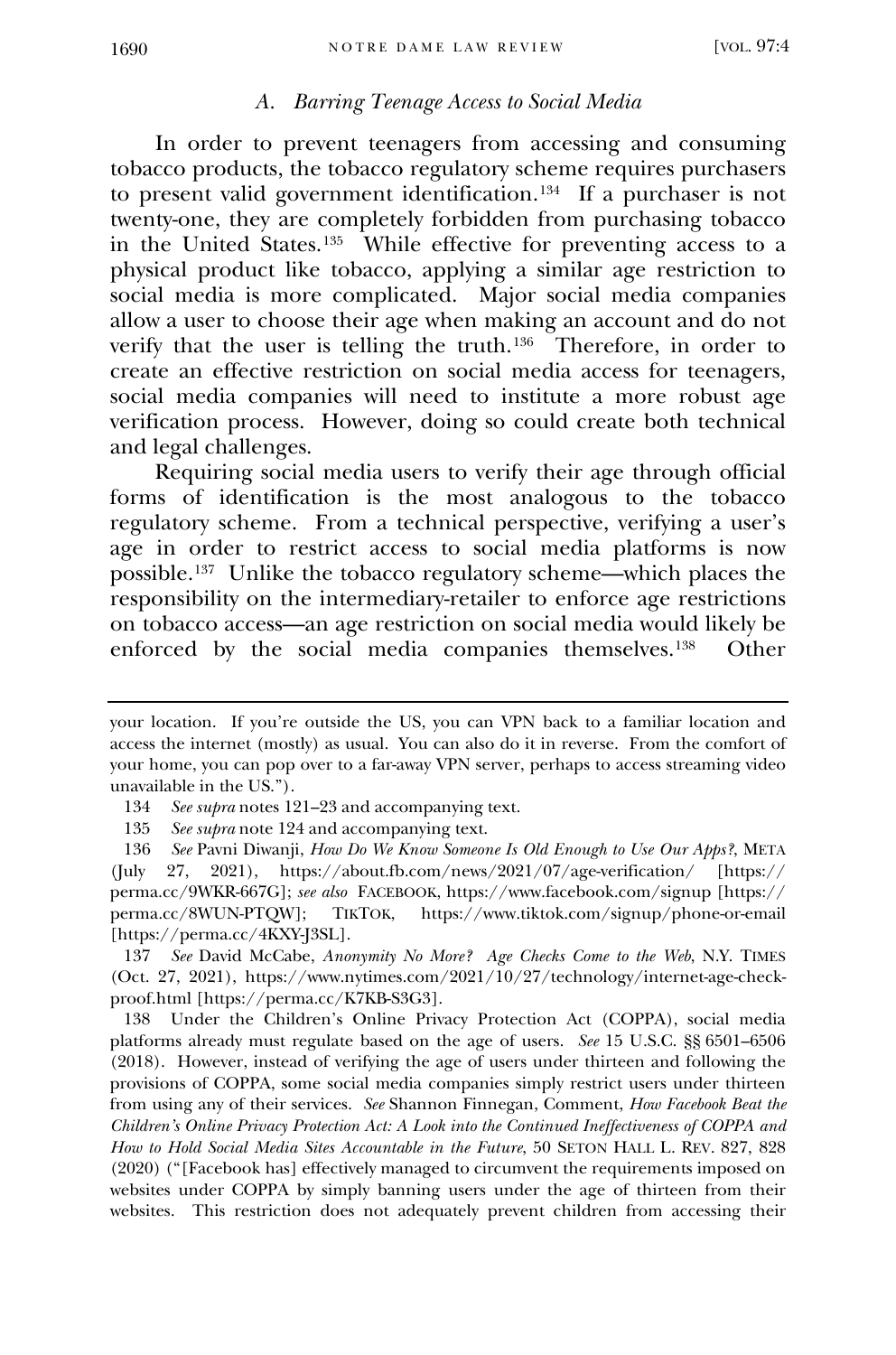### A. *Barring Teenage Access to Social Media*

In order to prevent teenagers from accessing and consuming tobacco products, the tobacco regulatory scheme requires purchasers to present valid government identification.[134] If a purchaser is not twenty-one, they are completely forbidden from purchasing tobacco in the United States.[135] While effective for preventing access to a physical product like tobacco, applying a similar age restriction to social media is more complicated. Major social media companies allow a user to choose their age when making an account and do not verify that the user is telling the truth.[136] Therefore, in order to create an effective restriction on social media access for teenagers, social media companies will need to institute a more robust age verification process. However, doing so could create both technical and legal challenges.

Requiring social media users to verify their age through official forms of identification is the most analogous to the tobacco regulatory scheme. From a technical perspective, verifying a user's age in order to restrict access to social media platforms is now possible.[137] Unlike the tobacco regulatory scheme—which places the responsibility on the intermediary-retailer to enforce age restrictions on tobacco access—an age restriction on social media would likely be enforced by the social media companies themselves.[138] Other

---

your location. If you're outside the US, you can VPN back to a familiar location and access the internet (mostly) as usual. You can also do it in reverse. From the comfort of your home, you can pop over to a far-away VPN server, perhaps to access streaming video unavailable in the US.").

134 *See supra* notes 121–23 and accompanying text.

135 *See supra* note 124 and accompanying text.

136 *See* Pavni Diwanji, *How Do We Know Someone Is Old Enough to Use Our Apps?*, META (July 27, 2021), https://about.fb.com/news/2021/07/age-verification/ [https://perma.cc/9WKR-667G]; *see also* FACEBOOK, https://www.facebook.com/signup [https://perma.cc/8WUN-PTQW]; TIKTOK, https://www.tiktok.com/signup/phone-or-email [https://perma.cc/4KXY-J3SL].

137 *See* David McCabe, *Anonymity No More? Age Checks Come to the Web*, N.Y. TIMES (Oct. 27, 2021), https://www.nytimes.com/2021/10/27/technology/internet-age-check-proof.html [https://perma.cc/K7KB-S3G3].

138 Under the Children's Online Privacy Protection Act (COPPA), social media platforms already must regulate based on the age of users. *See* 15 U.S.C. §§ 6501–6506 (2018). However, instead of verifying the age of users under thirteen and following the provisions of COPPA, some social media companies simply restrict users under thirteen from using any of their services. *See* Shannon Finnegan, Comment, *How Facebook Beat the Children's Online Privacy Protection Act: A Look into the Continued Ineffectiveness of COPPA and How to Hold Social Media Sites Accountable in the Future*, 50 SETON HALL L. REV. 827, 828 (2020) ("[Facebook has] effectively managed to circumvent the requirements imposed on websites under COPPA by simply banning users under the age of thirteen from their websites. This restriction does not adequately prevent children from accessing their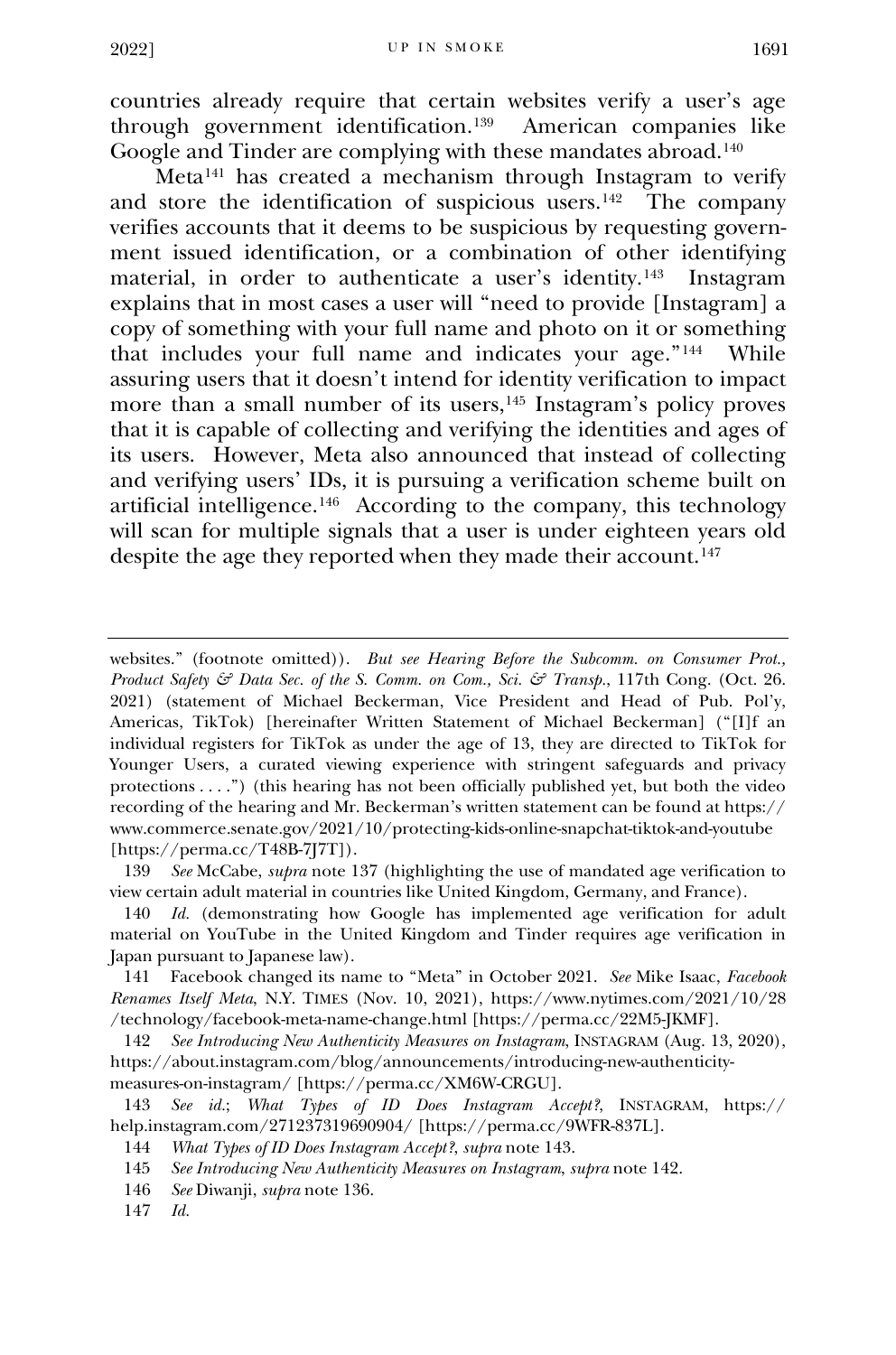countries already require that certain websites verify a user's age through government identification.[139] American companies like Google and Tinder are complying with these mandates abroad.[140]

Meta[141] has created a mechanism through Instagram to verify and store the identification of suspicious users.[142] The company verifies accounts that it deems to be suspicious by requesting government issued identification, or a combination of other identifying material, in order to authenticate a user's identity.[143] Instagram explains that in most cases a user will "need to provide [Instagram] a copy of something with your full name and photo on it or something that includes your full name and indicates your age."[144] While assuring users that it doesn't intend for identity verification to impact more than a small number of its users,[145] Instagram's policy proves that it is capable of collecting and verifying the identities and ages of its users. However, Meta also announced that instead of collecting and verifying users' IDs, it is pursuing a verification scheme built on artificial intelligence.[146] According to the company, this technology will scan for multiple signals that a user is under eighteen years old despite the age they reported when they made their account.[147]

---

websites." (footnote omitted)). *But see Hearing Before the Subcomm. on Consumer Prot., Product Safety & Data Sec. of the S. Comm. on Com., Sci. & Transp.*, 117th Cong. (Oct. 26. 2021) (statement of Michael Beckerman, Vice President and Head of Pub. Pol'y, Americas, TikTok) [hereinafter Written Statement of Michael Beckerman] ("[I]f an individual registers for TikTok as under the age of 13, they are directed to TikTok for Younger Users, a curated viewing experience with stringent safeguards and privacy protections . . . .") (this hearing has not been officially published yet, but both the video recording of the hearing and Mr. Beckerman's written statement can be found at https://www.commerce.senate.gov/2021/10/protecting-kids-online-snapchat-tiktok-and-youtube [https://perma.cc/T48B-7J7T]).

139 *See* McCabe, *supra* note 137 (highlighting the use of mandated age verification to view certain adult material in countries like United Kingdom, Germany, and France).

140 *Id.* (demonstrating how Google has implemented age verification for adult material on YouTube in the United Kingdom and Tinder requires age verification in Japan pursuant to Japanese law).

141 Facebook changed its name to "Meta" in October 2021. *See* Mike Isaac, *Facebook Renames Itself Meta*, N.Y. TIMES (Nov. 10, 2021), https://www.nytimes.com/2021/10/28/technology/facebook-meta-name-change.html [https://perma.cc/22M5-JKMF].

142 *See Introducing New Authenticity Measures on Instagram*, INSTAGRAM (Aug. 13, 2020), https://about.instagram.com/blog/announcements/introducing-new-authenticity-measures-on-instagram/ [https://perma.cc/XM6W-CRGU].

143 *See id.*; *What Types of ID Does Instagram Accept?*, INSTAGRAM, https://help.instagram.com/271237319690904/ [https://perma.cc/9WFR-837L].

144 *What Types of ID Does Instagram Accept?*, *supra* note 143.

145 *See Introducing New Authenticity Measures on Instagram*, *supra* note 142.

146 *See* Diwanji, *supra* note 136.

147 *Id.*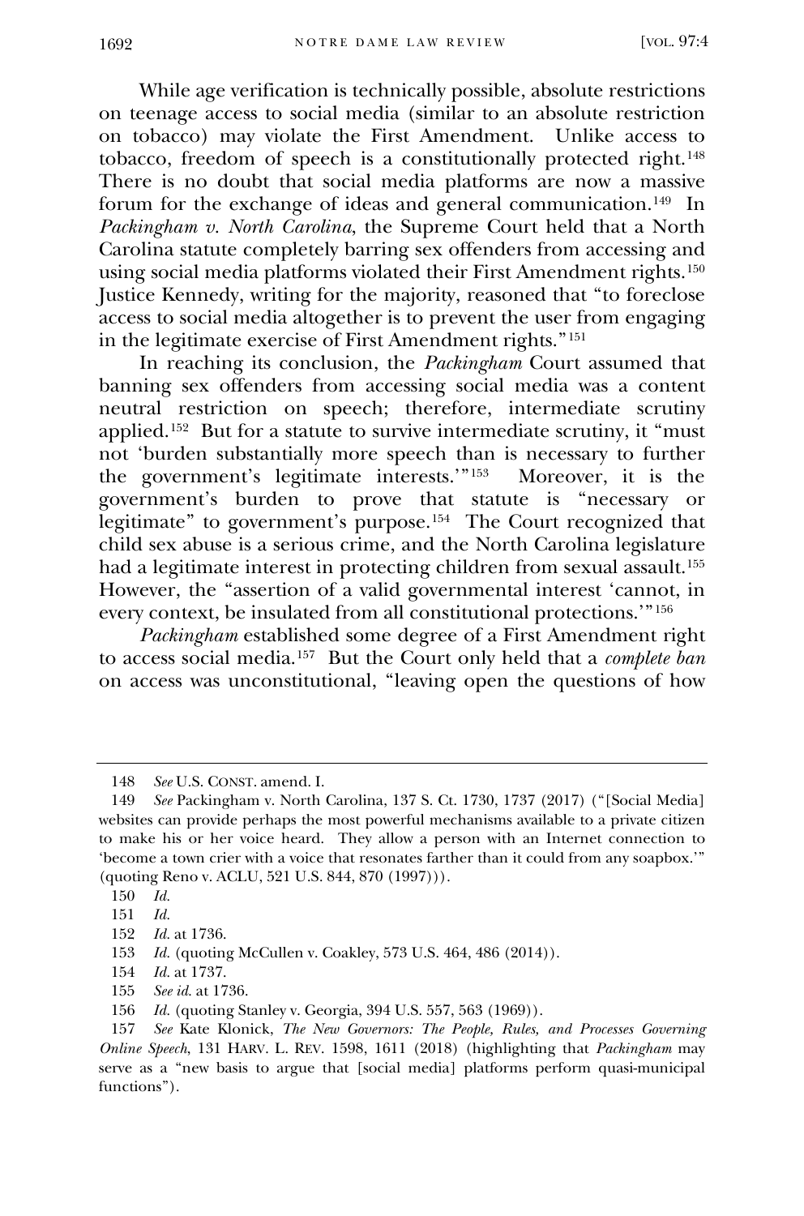While age verification is technically possible, absolute restrictions on teenage access to social media (similar to an absolute restriction on tobacco) may violate the First Amendment. Unlike access to tobacco, freedom of speech is a constitutionally protected right.[148] There is no doubt that social media platforms are now a massive forum for the exchange of ideas and general communication.[149] In *Packingham v. North Carolina*, the Supreme Court held that a North Carolina statute completely barring sex offenders from accessing and using social media platforms violated their First Amendment rights.[150] Justice Kennedy, writing for the majority, reasoned that "to foreclose access to social media altogether is to prevent the user from engaging in the legitimate exercise of First Amendment rights."[151]

In reaching its conclusion, the *Packingham* Court assumed that banning sex offenders from accessing social media was a content neutral restriction on speech; therefore, intermediate scrutiny applied.[152] But for a statute to survive intermediate scrutiny, it "must not 'burden substantially more speech than is necessary to further the government's legitimate interests.'"[153] Moreover, it is the government's burden to prove that statute is "necessary or legitimate" to government's purpose.[154] The Court recognized that child sex abuse is a serious crime, and the North Carolina legislature had a legitimate interest in protecting children from sexual assault.[155] However, the "assertion of a valid governmental interest 'cannot, in every context, be insulated from all constitutional protections.'"[156]

*Packingham* established some degree of a First Amendment right to access social media.[157] But the Court only held that a *complete ban* on access was unconstitutional, "leaving open the questions of how

---

148 *See* U.S. CONST. amend. I.

149 *See* Packingham v. North Carolina, 137 S. Ct. 1730, 1737 (2017) ("[Social Media] websites can provide perhaps the most powerful mechanisms available to a private citizen to make his or her voice heard. They allow a person with an Internet connection to 'become a town crier with a voice that resonates farther than it could from any soapbox.'" (quoting Reno v. ACLU, 521 U.S. 844, 870 (1997))).

150 *Id.*

151 *Id.*

152 *Id.* at 1736.

153 *Id.* (quoting McCullen v. Coakley, 573 U.S. 464, 486 (2014)).

154 *Id.* at 1737.

155 *See id.* at 1736.

156 *Id.* (quoting Stanley v. Georgia, 394 U.S. 557, 563 (1969)).

157 *See* Kate Klonick, *The New Governors: The People, Rules, and Processes Governing Online Speech*, 131 HARV. L. REV. 1598, 1611 (2018) (highlighting that *Packingham* may serve as a "new basis to argue that [social media] platforms perform quasi-municipal functions").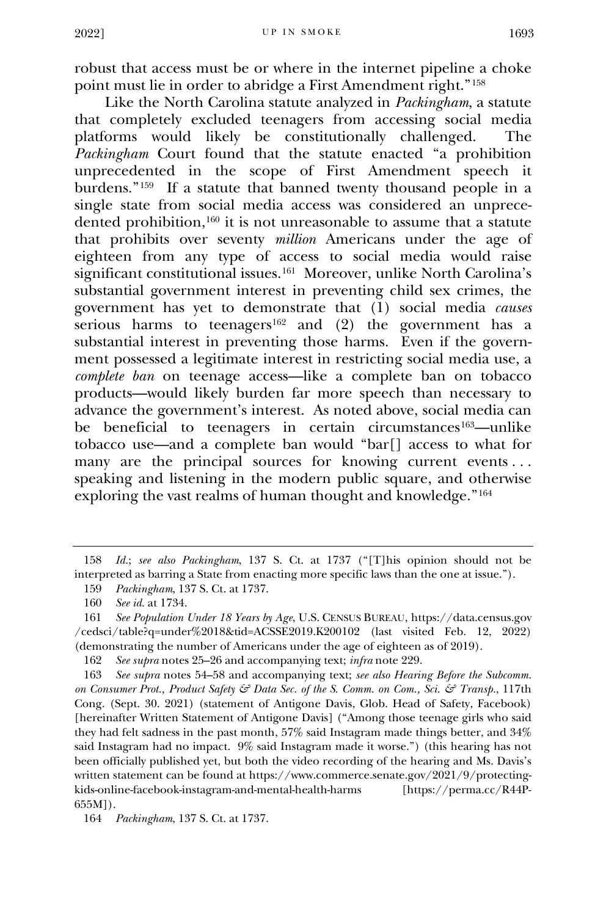robust that access must be or where in the internet pipeline a choke point must lie in order to abridge a First Amendment right."[158]

Like the North Carolina statute analyzed in *Packingham*, a statute that completely excluded teenagers from accessing social media platforms would likely be constitutionally challenged. The *Packingham* Court found that the statute enacted "a prohibition unprecedented in the scope of First Amendment speech it burdens."[159] If a statute that banned twenty thousand people in a single state from social media access was considered an unprecedented prohibition,[160] it is not unreasonable to assume that a statute that prohibits over seventy *million* Americans under the age of eighteen from any type of access to social media would raise significant constitutional issues.[161] Moreover, unlike North Carolina's substantial government interest in preventing child sex crimes, the government has yet to demonstrate that (1) social media *causes* serious harms to teenagers[162] and (2) the government has a substantial interest in preventing those harms. Even if the government possessed a legitimate interest in restricting social media use, a *complete ban* on teenage access—like a complete ban on tobacco products—would likely burden far more speech than necessary to advance the government's interest. As noted above, social media can be beneficial to teenagers in certain circumstances[163]—unlike tobacco use—and a complete ban would "bar[] access to what for many are the principal sources for knowing current events . . . speaking and listening in the modern public square, and otherwise exploring the vast realms of human thought and knowledge."[164]

---

158 *Id.*; *see also Packingham*, 137 S. Ct. at 1737 ("[T]his opinion should not be interpreted as barring a State from enacting more specific laws than the one at issue.").

159 *Packingham*, 137 S. Ct. at 1737.

160 *See id.* at 1734.

161 *See Population Under 18 Years by Age*, U.S. CENSUS BUREAU, https://data.census.gov/cedsci/table?q=under%2018&tid=ACSSE2019.K200102 (last visited Feb. 12, 2022) (demonstrating the number of Americans under the age of eighteen as of 2019).

162 *See supra* notes 25–26 and accompanying text; *infra* note 229.

163 *See supra* notes 54–58 and accompanying text; *see also Hearing Before the Subcomm. on Consumer Prot., Product Safety & Data Sec. of the S. Comm. on Com., Sci. & Transp.*, 117th Cong. (Sept. 30. 2021) (statement of Antigone Davis, Glob. Head of Safety, Facebook) [hereinafter Written Statement of Antigone Davis] ("Among those teenage girls who said they had felt sadness in the past month, 57% said Instagram made things better, and 34% said Instagram had no impact. 9% said Instagram made it worse.") (this hearing has not been officially published yet, but both the video recording of the hearing and Ms. Davis's written statement can be found at https://www.commerce.senate.gov/2021/9/protecting-kids-online-facebook-instagram-and-mental-health-harms [https://perma.cc/R44P-655M]).

164 *Packingham*, 137 S. Ct. at 1737.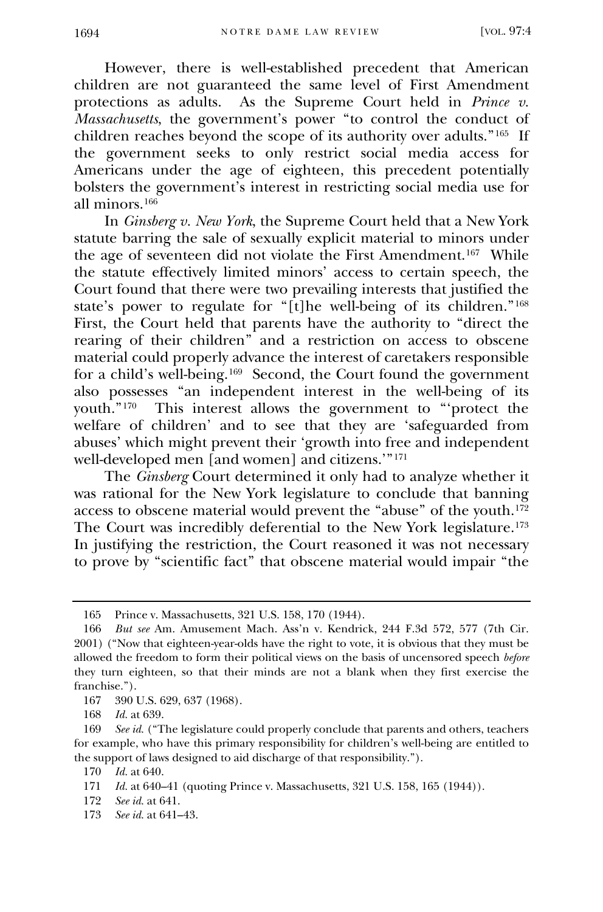However, there is well-established precedent that American children are not guaranteed the same level of First Amendment protections as adults. As the Supreme Court held in *Prince v. Massachusetts*, the government's power "to control the conduct of children reaches beyond the scope of its authority over adults."[165] If the government seeks to only restrict social media access for Americans under the age of eighteen, this precedent potentially bolsters the government's interest in restricting social media use for all minors.[166]

In *Ginsberg v. New York*, the Supreme Court held that a New York statute barring the sale of sexually explicit material to minors under the age of seventeen did not violate the First Amendment.[167] While the statute effectively limited minors' access to certain speech, the Court found that there were two prevailing interests that justified the state's power to regulate for "[t]he well-being of its children."[168] First, the Court held that parents have the authority to "direct the rearing of their children" and a restriction on access to obscene material could properly advance the interest of caretakers responsible for a child's well-being.[169] Second, the Court found the government also possesses "an independent interest in the well-being of its youth."[170] This interest allows the government to "'protect the welfare of children' and to see that they are 'safeguarded from abuses' which might prevent their 'growth into free and independent well-developed men [and women] and citizens.'"[171]

The *Ginsberg* Court determined it only had to analyze whether it was rational for the New York legislature to conclude that banning access to obscene material would prevent the "abuse" of the youth.[172] The Court was incredibly deferential to the New York legislature.[173] In justifying the restriction, the Court reasoned it was not necessary to prove by "scientific fact" that obscene material would impair "the

---

165 Prince v. Massachusetts, 321 U.S. 158, 170 (1944).

166 *But see* Am. Amusement Mach. Ass'n v. Kendrick, 244 F.3d 572, 577 (7th Cir. 2001) ("Now that eighteen-year-olds have the right to vote, it is obvious that they must be allowed the freedom to form their political views on the basis of uncensored speech *before* they turn eighteen, so that their minds are not a blank when they first exercise the franchise.").

167 390 U.S. 629, 637 (1968).

168 *Id.* at 639.

169 *See id.* ("The legislature could properly conclude that parents and others, teachers for example, who have this primary responsibility for children's well-being are entitled to the support of laws designed to aid discharge of that responsibility.").

170 *Id.* at 640.

171 *Id.* at 640–41 (quoting Prince v. Massachusetts, 321 U.S. 158, 165 (1944)).

172 *See id.* at 641.

173 *See id.* at 641–43.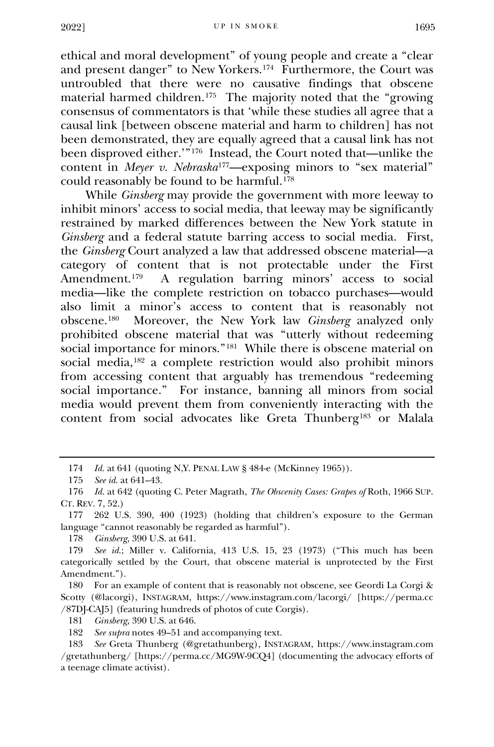ethical and moral development" of young people and create a "clear and present danger" to New Yorkers.[174] Furthermore, the Court was untroubled that there were no causative findings that obscene material harmed children.[175] The majority noted that the "growing consensus of commentators is that 'while these studies all agree that a causal link [between obscene material and harm to children] has not been demonstrated, they are equally agreed that a causal link has not been disproved either.'"[176] Instead, the Court noted that—unlike the content in *Meyer v. Nebraska*[177]—exposing minors to "sex material" could reasonably be found to be harmful.[178]

While *Ginsberg* may provide the government with more leeway to inhibit minors' access to social media, that leeway may be significantly restrained by marked differences between the New York statute in *Ginsberg* and a federal statute barring access to social media. First, the *Ginsberg* Court analyzed a law that addressed obscene material—a category of content that is not protectable under the First Amendment.[179] A regulation barring minors' access to social media—like the complete restriction on tobacco purchases—would also limit a minor's access to content that is reasonably not obscene.[180] Moreover, the New York law *Ginsberg* analyzed only prohibited obscene material that was "utterly without redeeming social importance for minors."[181] While there is obscene material on social media,[182] a complete restriction would also prohibit minors from accessing content that arguably has tremendous "redeeming social importance." For instance, banning all minors from social media would prevent them from conveniently interacting with the content from social advocates like Greta Thunberg[183] or Malala

---

174 *Id.* at 641 (quoting N.Y. PENAL LAW § 484-e (McKinney 1965)).

175 *See id.* at 641–43.

176 *Id.* at 642 (quoting C. Peter Magrath, *The Obscenity Cases: Grapes of* Roth, 1966 SUP. CT. REV. 7, 52.)

177 262 U.S. 390, 400 (1923) (holding that children's exposure to the German language "cannot reasonably be regarded as harmful").

178 *Ginsberg*, 390 U.S. at 641.

179 *See id.*; Miller v. California, 413 U.S. 15, 23 (1973) ("This much has been categorically settled by the Court, that obscene material is unprotected by the First Amendment.").

180 For an example of content that is reasonably not obscene, see Geordi La Corgi & Scotty (@lacorgi), INSTAGRAM, https://www.instagram.com/lacorgi/ [https://perma.cc/87DJ-CAJ5] (featuring hundreds of photos of cute Corgis).

181 *Ginsberg*, 390 U.S. at 646.

182 *See supra* notes 49–51 and accompanying text.

183 *See* Greta Thunberg (@gretathunberg), INSTAGRAM, https://www.instagram.com/gretathunberg/ [https://perma.cc/MG9W-9CQ4] (documenting the advocacy efforts of a teenage climate activist).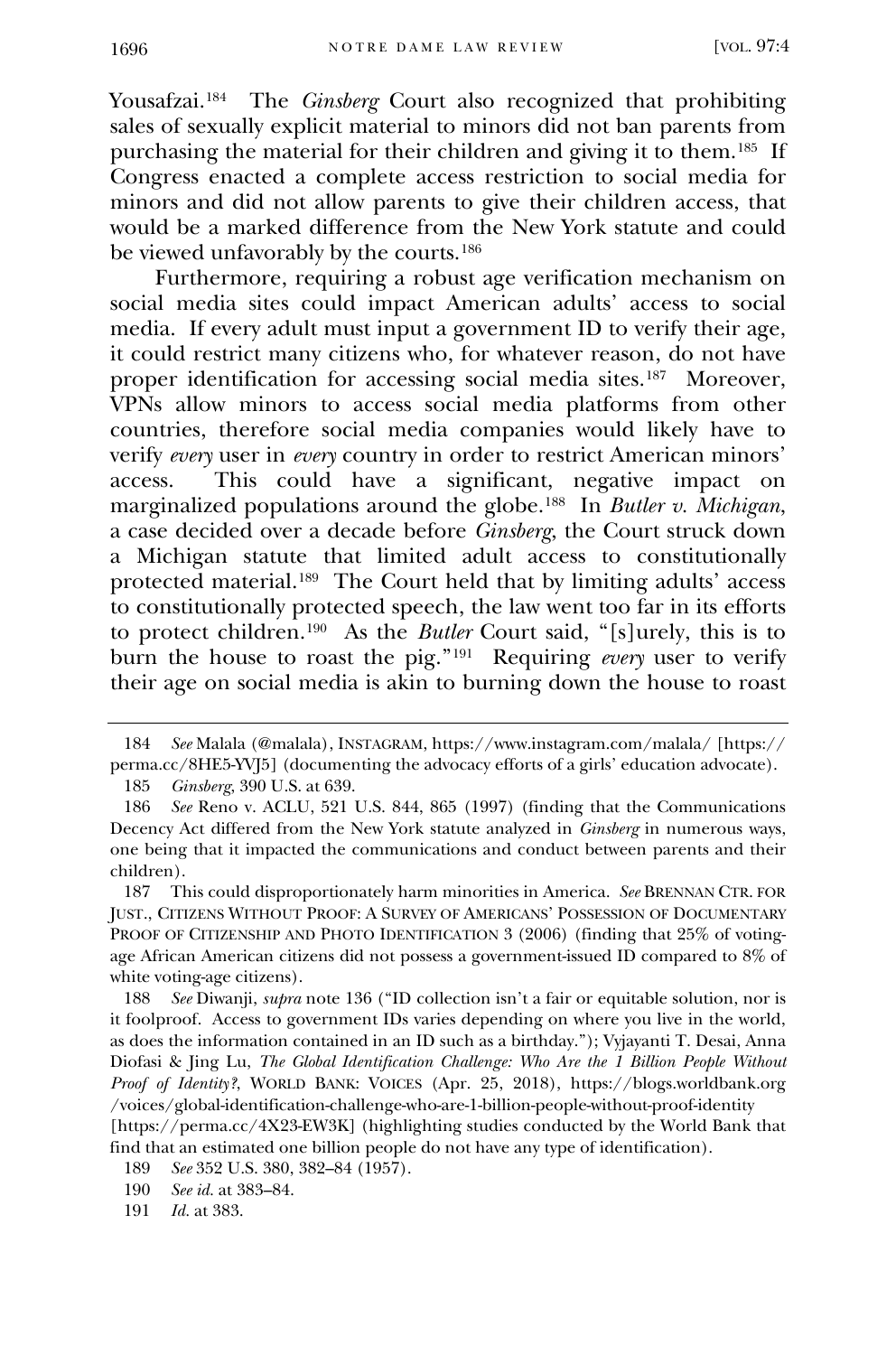Yousafzai.[184] The *Ginsberg* Court also recognized that prohibiting sales of sexually explicit material to minors did not ban parents from purchasing the material for their children and giving it to them.[185] If Congress enacted a complete access restriction to social media for minors and did not allow parents to give their children access, that would be a marked difference from the New York statute and could be viewed unfavorably by the courts.[186]

Furthermore, requiring a robust age verification mechanism on social media sites could impact American adults' access to social media. If every adult must input a government ID to verify their age, it could restrict many citizens who, for whatever reason, do not have proper identification for accessing social media sites.[187] Moreover, VPNs allow minors to access social media platforms from other countries, therefore social media companies would likely have to verify *every* user in *every* country in order to restrict American minors' access. This could have a significant, negative impact on marginalized populations around the globe.[188] In *Butler v. Michigan*, a case decided over a decade before *Ginsberg*, the Court struck down a Michigan statute that limited adult access to constitutionally protected material.[189] The Court held that by limiting adults' access to constitutionally protected speech, the law went too far in its efforts to protect children.[190] As the *Butler* Court said, "[s]urely, this is to burn the house to roast the pig."[191] Requiring *every* user to verify their age on social media is akin to burning down the house to roast

---

184 *See* Malala (@malala), INSTAGRAM, https://www.instagram.com/malala/ [https://perma.cc/8HE5-YVJ5] (documenting the advocacy efforts of a girls' education advocate).

185 *Ginsberg*, 390 U.S. at 639.

186 *See* Reno v. ACLU, 521 U.S. 844, 865 (1997) (finding that the Communications Decency Act differed from the New York statute analyzed in *Ginsberg* in numerous ways, one being that it impacted the communications and conduct between parents and their children).

187 This could disproportionately harm minorities in America. *See* BRENNAN CTR. FOR JUST., CITIZENS WITHOUT PROOF: A SURVEY OF AMERICANS' POSSESSION OF DOCUMENTARY PROOF OF CITIZENSHIP AND PHOTO IDENTIFICATION 3 (2006) (finding that 25% of voting-age African American citizens did not possess a government-issued ID compared to 8% of white voting-age citizens).

188 *See* Diwanji, *supra* note 136 ("ID collection isn't a fair or equitable solution, nor is it foolproof. Access to government IDs varies depending on where you live in the world, as does the information contained in an ID such as a birthday."); Vyjayanti T. Desai, Anna Diofasi & Jing Lu, *The Global Identification Challenge: Who Are the 1 Billion People Without Proof of Identity?*, WORLD BANK: VOICES (Apr. 25, 2018), https://blogs.worldbank.org/voices/global-identification-challenge-who-are-1-billion-people-without-proof-identity [https://perma.cc/4X23-EW3K] (highlighting studies conducted by the World Bank that find that an estimated one billion people do not have any type of identification).

189 *See* 352 U.S. 380, 382–84 (1957).

190 *See id.* at 383–84.

191 *Id.* at 383.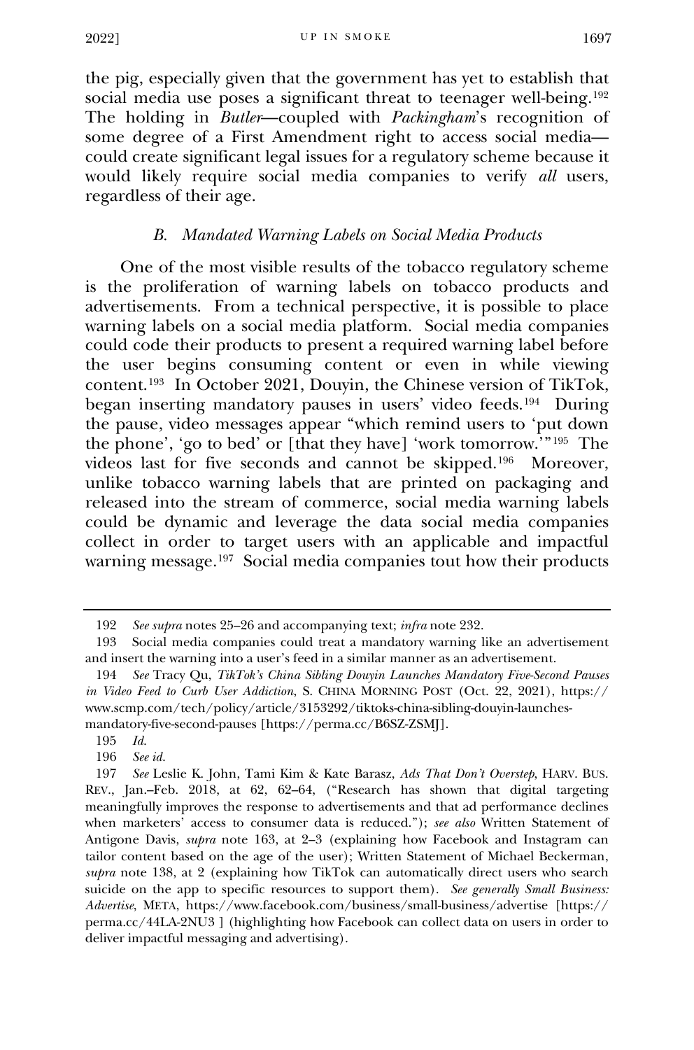the pig, especially given that the government has yet to establish that social media use poses a significant threat to teenager well-being.[192] The holding in *Butler*—coupled with *Packingham*'s recognition of some degree of a First Amendment right to access social media—could create significant legal issues for a regulatory scheme because it would likely require social media companies to verify *all* users, regardless of their age.

### *B. Mandated Warning Labels on Social Media Products*

One of the most visible results of the tobacco regulatory scheme is the proliferation of warning labels on tobacco products and advertisements. From a technical perspective, it is possible to place warning labels on a social media platform. Social media companies could code their products to present a required warning label before the user begins consuming content or even in while viewing content.[193] In October 2021, Douyin, the Chinese version of TikTok, began inserting mandatory pauses in users' video feeds.[194] During the pause, video messages appear "which remind users to 'put down the phone', 'go to bed' or [that they have] 'work tomorrow.'"[195] The videos last for five seconds and cannot be skipped.[196] Moreover, unlike tobacco warning labels that are printed on packaging and released into the stream of commerce, social media warning labels could be dynamic and leverage the data social media companies collect in order to target users with an applicable and impactful warning message.[197] Social media companies tout how their products

---

192 *See supra* notes 25–26 and accompanying text; *infra* note 232.

193 Social media companies could treat a mandatory warning like an advertisement and insert the warning into a user's feed in a similar manner as an advertisement.

194 *See* Tracy Qu, *TikTok's China Sibling Douyin Launches Mandatory Five-Second Pauses in Video Feed to Curb User Addiction*, S. CHINA MORNING POST (Oct. 22, 2021), https://www.scmp.com/tech/policy/article/3153292/tiktoks-china-sibling-douyin-launches-mandatory-five-second-pauses [https://perma.cc/B6SZ-ZSMJ].

195 *Id.*

196 *See id.*

197 *See* Leslie K. John, Tami Kim & Kate Barasz, *Ads That Don't Overstep*, HARV. BUS. REV., Jan.–Feb. 2018, at 62, 62–64, ("Research has shown that digital targeting meaningfully improves the response to advertisements and that ad performance declines when marketers' access to consumer data is reduced."); *see also* Written Statement of Antigone Davis, *supra* note 163, at 2–3 (explaining how Facebook and Instagram can tailor content based on the age of the user); Written Statement of Michael Beckerman, *supra* note 138, at 2 (explaining how TikTok can automatically direct users who search suicide on the app to specific resources to support them). *See generally Small Business: Advertise*, META, https://www.facebook.com/business/small-business/advertise [https://perma.cc/44LA-2NU3 ] (highlighting how Facebook can collect data on users in order to deliver impactful messaging and advertising).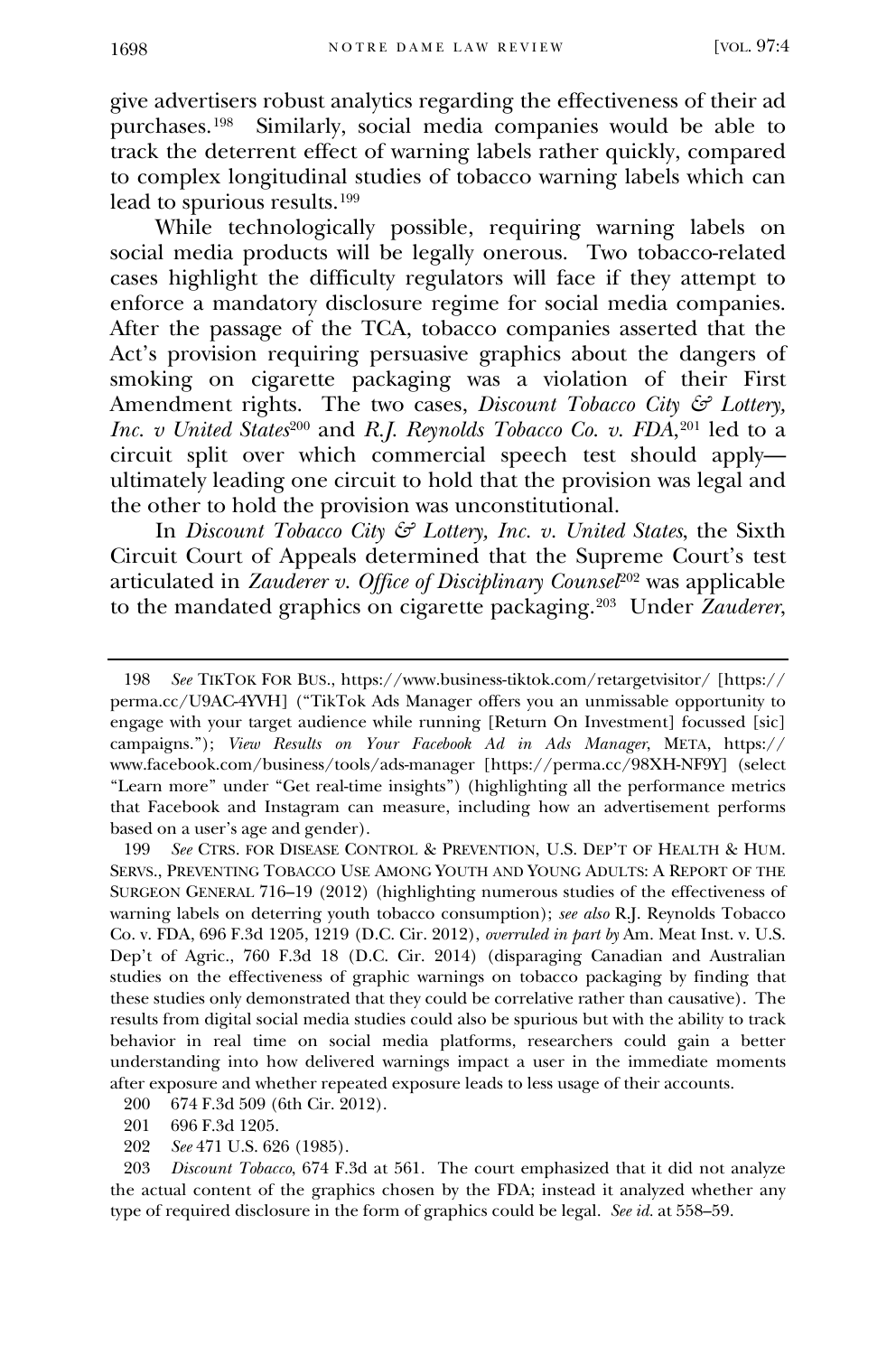give advertisers robust analytics regarding the effectiveness of their ad purchases.[198] Similarly, social media companies would be able to track the deterrent effect of warning labels rather quickly, compared to complex longitudinal studies of tobacco warning labels which can lead to spurious results.[199]

While technologically possible, requiring warning labels on social media products will be legally onerous. Two tobacco-related cases highlight the difficulty regulators will face if they attempt to enforce a mandatory disclosure regime for social media companies. After the passage of the TCA, tobacco companies asserted that the Act's provision requiring persuasive graphics about the dangers of smoking on cigarette packaging was a violation of their First Amendment rights. The two cases, *Discount Tobacco City & Lottery, Inc. v United States*[200] and *R.J. Reynolds Tobacco Co. v. FDA*,[201] led to a circuit split over which commercial speech test should apply—ultimately leading one circuit to hold that the provision was legal and the other to hold the provision was unconstitutional.

In *Discount Tobacco City & Lottery, Inc. v. United States*, the Sixth Circuit Court of Appeals determined that the Supreme Court's test articulated in *Zauderer v. Office of Disciplinary Counsel*[202] was applicable to the mandated graphics on cigarette packaging.[203] Under *Zauderer*,

---

198 *See* TIKTOK FOR BUS., https://www.business-tiktok.com/retargetvisitor/ [https://perma.cc/U9AC-4YVH] ("TikTok Ads Manager offers you an unmissable opportunity to engage with your target audience while running [Return On Investment] focussed [sic] campaigns."); *View Results on Your Facebook Ad in Ads Manager*, META, https://www.facebook.com/business/tools/ads-manager [https://perma.cc/98XH-NF9Y] (select "Learn more" under "Get real-time insights") (highlighting all the performance metrics that Facebook and Instagram can measure, including how an advertisement performs based on a user's age and gender).

199 *See* CTRS. FOR DISEASE CONTROL & PREVENTION, U.S. DEP'T OF HEALTH & HUM. SERVS., PREVENTING TOBACCO USE AMONG YOUTH AND YOUNG ADULTS: A REPORT OF THE SURGEON GENERAL 716–19 (2012) (highlighting numerous studies of the effectiveness of warning labels on deterring youth tobacco consumption); *see also* R.J. Reynolds Tobacco Co. v. FDA, 696 F.3d 1205, 1219 (D.C. Cir. 2012), *overruled in part by* Am. Meat Inst. v. U.S. Dep't of Agric., 760 F.3d 18 (D.C. Cir. 2014) (disparaging Canadian and Australian studies on the effectiveness of graphic warnings on tobacco packaging by finding that these studies only demonstrated that they could be correlative rather than causative). The results from digital social media studies could also be spurious but with the ability to track behavior in real time on social media platforms, researchers could gain a better understanding into how delivered warnings impact a user in the immediate moments after exposure and whether repeated exposure leads to less usage of their accounts.

200 674 F.3d 509 (6th Cir. 2012).

201 696 F.3d 1205.

202 *See* 471 U.S. 626 (1985).

203 *Discount Tobacco*, 674 F.3d at 561. The court emphasized that it did not analyze the actual content of the graphics chosen by the FDA; instead it analyzed whether any type of required disclosure in the form of graphics could be legal. *See id.* at 558–59.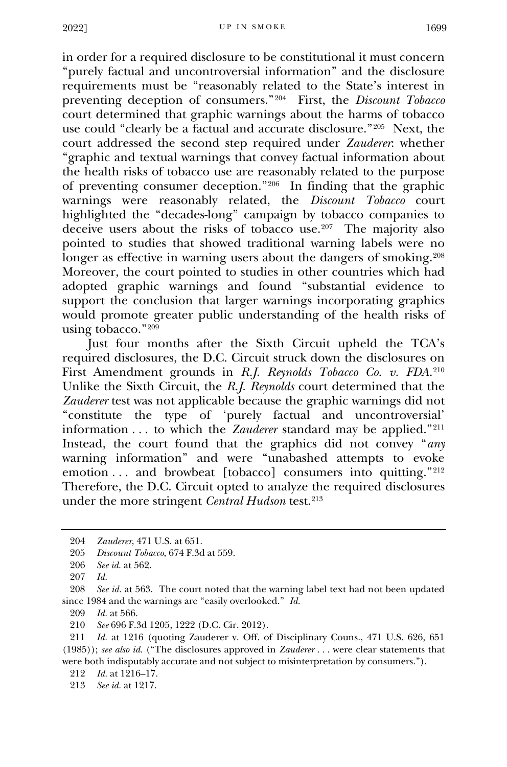in order for a required disclosure to be constitutional it must concern "purely factual and uncontroversial information" and the disclosure requirements must be "reasonably related to the State's interest in preventing deception of consumers."[204] First, the *Discount Tobacco* court determined that graphic warnings about the harms of tobacco use could "clearly be a factual and accurate disclosure."[205] Next, the court addressed the second step required under *Zauderer*: whether "graphic and textual warnings that convey factual information about the health risks of tobacco use are reasonably related to the purpose of preventing consumer deception."[206] In finding that the graphic warnings were reasonably related, the *Discount Tobacco* court highlighted the "decades-long" campaign by tobacco companies to deceive users about the risks of tobacco use.[207] The majority also pointed to studies that showed traditional warning labels were no longer as effective in warning users about the dangers of smoking.[208] Moreover, the court pointed to studies in other countries which had adopted graphic warnings and found "substantial evidence to support the conclusion that larger warnings incorporating graphics would promote greater public understanding of the health risks of using tobacco."[209]

Just four months after the Sixth Circuit upheld the TCA's required disclosures, the D.C. Circuit struck down the disclosures on First Amendment grounds in *R.J. Reynolds Tobacco Co. v. FDA*.[210] Unlike the Sixth Circuit, the *R.J. Reynolds* court determined that the *Zauderer* test was not applicable because the graphic warnings did not "constitute the type of 'purely factual and uncontroversial' information . . . to which the *Zauderer* standard may be applied."[211] Instead, the court found that the graphics did not convey "*any* warning information" and were "unabashed attempts to evoke emotion . . . and browbeat [tobacco] consumers into quitting."[212] Therefore, the D.C. Circuit opted to analyze the required disclosures under the more stringent *Central Hudson* test.[213]

---

204 *Zauderer*, 471 U.S. at 651.

205 *Discount Tobacco*, 674 F.3d at 559.

206 *See id.* at 562.

207 *Id.*

208 *See id.* at 563. The court noted that the warning label text had not been updated since 1984 and the warnings are "easily overlooked." *Id.*

209 *Id.* at 566.

210 *See* 696 F.3d 1205, 1222 (D.C. Cir. 2012).

211 *Id.* at 1216 (quoting Zauderer v. Off. of Disciplinary Couns., 471 U.S. 626, 651 (1985)); *see also id.* ("The disclosures approved in *Zauderer* . . . were clear statements that were both indisputably accurate and not subject to misinterpretation by consumers.").

212 *Id.* at 1216–17.

213 *See id.* at 1217.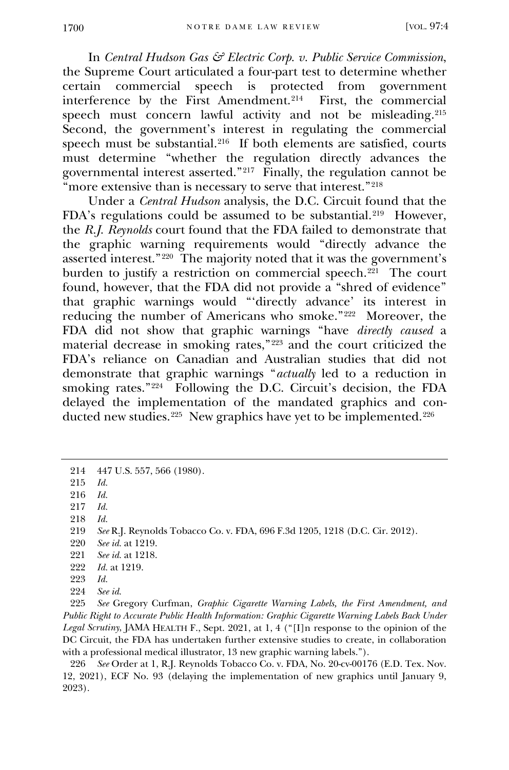In *Central Hudson Gas & Electric Corp. v. Public Service Commission*, the Supreme Court articulated a four-part test to determine whether certain commercial speech is protected from government interference by the First Amendment.[214] First, the commercial speech must concern lawful activity and not be misleading.[215] Second, the government's interest in regulating the commercial speech must be substantial.[216] If both elements are satisfied, courts must determine "whether the regulation directly advances the governmental interest asserted."[217] Finally, the regulation cannot be "more extensive than is necessary to serve that interest."[218]

Under a *Central Hudson* analysis, the D.C. Circuit found that the FDA's regulations could be assumed to be substantial.[219] However, the *R.J. Reynolds* court found that the FDA failed to demonstrate that the graphic warning requirements would "directly advance the asserted interest."[220] The majority noted that it was the government's burden to justify a restriction on commercial speech.[221] The court found, however, that the FDA did not provide a "shred of evidence" that graphic warnings would "'directly advance' its interest in reducing the number of Americans who smoke."[222] Moreover, the FDA did not show that graphic warnings "have *directly caused* a material decrease in smoking rates,"[223] and the court criticized the FDA's reliance on Canadian and Australian studies that did not demonstrate that graphic warnings "*actually* led to a reduction in smoking rates."[224] Following the D.C. Circuit's decision, the FDA delayed the implementation of the mandated graphics and conducted new studies.[225] New graphics have yet to be implemented.[226]

---

214 447 U.S. 557, 566 (1980).

215 *Id.*

216 *Id.*

217 *Id.*

218 *Id.*

219 *See* R.J. Reynolds Tobacco Co. v. FDA, 696 F.3d 1205, 1218 (D.C. Cir. 2012).

220 *See id.* at 1219.

221 *See id.* at 1218.

222 *Id.* at 1219.

223 *Id.*

224 *See id.*

225 *See* Gregory Curfman, *Graphic Cigarette Warning Labels, the First Amendment, and Public Right to Accurate Public Health Information: Graphic Cigarette Warning Labels Back Under Legal Scrutiny*, JAMA HEALTH F., Sept. 2021, at 1, 4 ("[I]n response to the opinion of the DC Circuit, the FDA has undertaken further extensive studies to create, in collaboration with a professional medical illustrator, 13 new graphic warning labels.").

226 *See* Order at 1, R.J. Reynolds Tobacco Co. v. FDA, No. 20-cv-00176 (E.D. Tex. Nov. 12, 2021), ECF No. 93 (delaying the implementation of new graphics until January 9, 2023).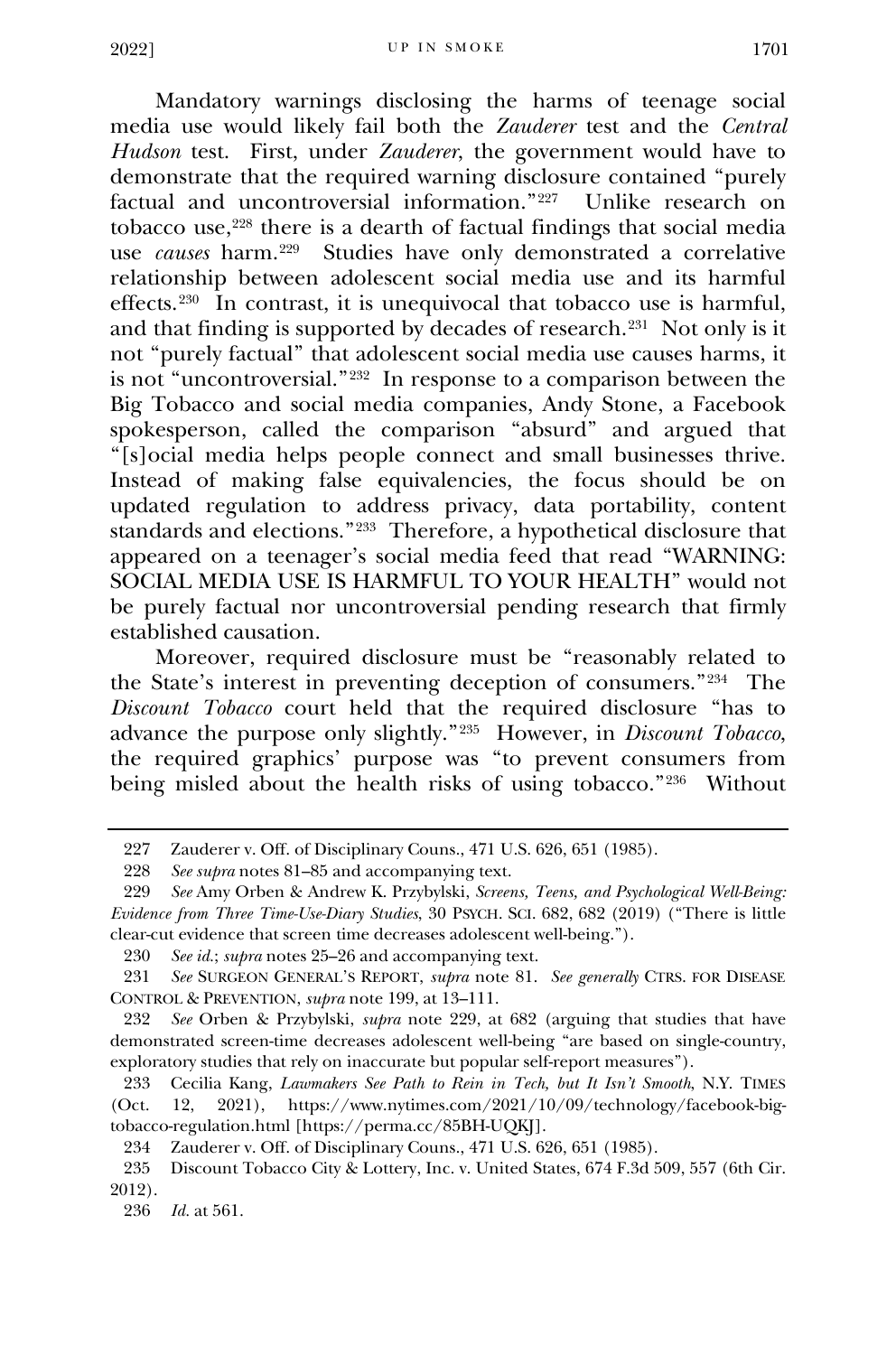Mandatory warnings disclosing the harms of teenage social media use would likely fail both the *Zauderer* test and the *Central Hudson* test. First, under *Zauderer*, the government would have to demonstrate that the required warning disclosure contained "purely factual and uncontroversial information."[227] Unlike research on tobacco use,[228] there is a dearth of factual findings that social media use *causes* harm.[229] Studies have only demonstrated a correlative relationship between adolescent social media use and its harmful effects.[230] In contrast, it is unequivocal that tobacco use is harmful, and that finding is supported by decades of research.[231] Not only is it not "purely factual" that adolescent social media use causes harms, it is not "uncontroversial."[232] In response to a comparison between the Big Tobacco and social media companies, Andy Stone, a Facebook spokesperson, called the comparison "absurd" and argued that "[s]ocial media helps people connect and small businesses thrive. Instead of making false equivalencies, the focus should be on updated regulation to address privacy, data portability, content standards and elections."[233] Therefore, a hypothetical disclosure that appeared on a teenager's social media feed that read "WARNING: SOCIAL MEDIA USE IS HARMFUL TO YOUR HEALTH" would not be purely factual nor uncontroversial pending research that firmly established causation.

Moreover, required disclosure must be "reasonably related to the State's interest in preventing deception of consumers."[234] The *Discount Tobacco* court held that the required disclosure "has to advance the purpose only slightly."[235] However, in *Discount Tobacco*, the required graphics' purpose was "to prevent consumers from being misled about the health risks of using tobacco."[236] Without

---

227 Zauderer v. Off. of Disciplinary Couns., 471 U.S. 626, 651 (1985).

228 *See supra* notes 81–85 and accompanying text.

229 *See* Amy Orben & Andrew K. Przybylski, *Screens, Teens, and Psychological Well-Being: Evidence from Three Time-Use-Diary Studies*, 30 PSYCH. SCI. 682, 682 (2019) ("There is little clear-cut evidence that screen time decreases adolescent well-being.").

230 *See id.*; *supra* notes 25–26 and accompanying text.

231 *See* SURGEON GENERAL'S REPORT, *supra* note 81. *See generally* CTRS. FOR DISEASE CONTROL & PREVENTION, *supra* note 199, at 13–111.

232 *See* Orben & Przybylski, *supra* note 229, at 682 (arguing that studies that have demonstrated screen-time decreases adolescent well-being "are based on single-country, exploratory studies that rely on inaccurate but popular self-report measures").

233 Cecilia Kang, *Lawmakers See Path to Rein in Tech, but It Isn't Smooth*, N.Y. TIMES (Oct. 12, 2021), https://www.nytimes.com/2021/10/09/technology/facebook-big-tobacco-regulation.html [https://perma.cc/85BH-UQKJ].

234 Zauderer v. Off. of Disciplinary Couns., 471 U.S. 626, 651 (1985).

235 Discount Tobacco City & Lottery, Inc. v. United States, 674 F.3d 509, 557 (6th Cir. 2012).

236 *Id.* at 561.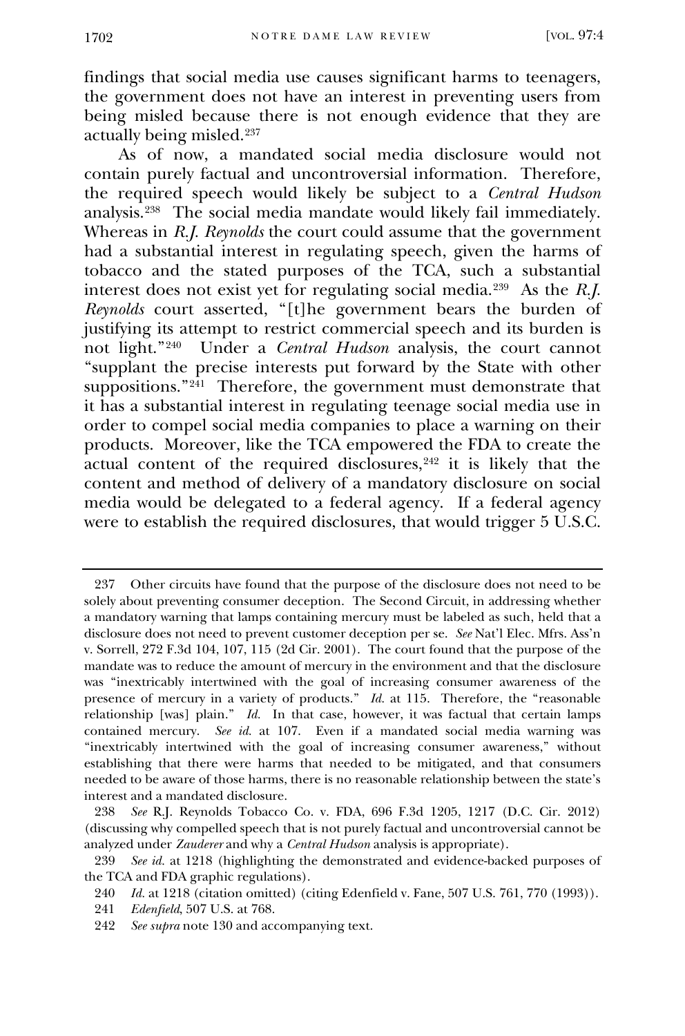findings that social media use causes significant harms to teenagers, the government does not have an interest in preventing users from being misled because there is not enough evidence that they are actually being misled.[237]

As of now, a mandated social media disclosure would not contain purely factual and uncontroversial information. Therefore, the required speech would likely be subject to a *Central Hudson* analysis.[238] The social media mandate would likely fail immediately. Whereas in *R.J. Reynolds* the court could assume that the government had a substantial interest in regulating speech, given the harms of tobacco and the stated purposes of the TCA, such a substantial interest does not exist yet for regulating social media.[239] As the *R.J. Reynolds* court asserted, "[t]he government bears the burden of justifying its attempt to restrict commercial speech and its burden is not light."[240] Under a *Central Hudson* analysis, the court cannot "supplant the precise interests put forward by the State with other suppositions."[241] Therefore, the government must demonstrate that it has a substantial interest in regulating teenage social media use in order to compel social media companies to place a warning on their products. Moreover, like the TCA empowered the FDA to create the actual content of the required disclosures,[242] it is likely that the content and method of delivery of a mandatory disclosure on social media would be delegated to a federal agency. If a federal agency were to establish the required disclosures, that would trigger 5 U.S.C.

---

237 Other circuits have found that the purpose of the disclosure does not need to be solely about preventing consumer deception. The Second Circuit, in addressing whether a mandatory warning that lamps containing mercury must be labeled as such, held that a disclosure does not need to prevent customer deception per se. *See* Nat'l Elec. Mfrs. Ass'n v. Sorrell, 272 F.3d 104, 107, 115 (2d Cir. 2001). The court found that the purpose of the mandate was to reduce the amount of mercury in the environment and that the disclosure was "inextricably intertwined with the goal of increasing consumer awareness of the presence of mercury in a variety of products." *Id.* at 115. Therefore, the "reasonable relationship [was] plain." *Id.* In that case, however, it was factual that certain lamps contained mercury. *See id.* at 107. Even if a mandated social media warning was "inextricably intertwined with the goal of increasing consumer awareness," without establishing that there were harms that needed to be mitigated, and that consumers needed to be aware of those harms, there is no reasonable relationship between the state's interest and a mandated disclosure.

238 *See* R.J. Reynolds Tobacco Co. v. FDA, 696 F.3d 1205, 1217 (D.C. Cir. 2012) (discussing why compelled speech that is not purely factual and uncontroversial cannot be analyzed under *Zauderer* and why a *Central Hudson* analysis is appropriate).

239 *See id.* at 1218 (highlighting the demonstrated and evidence-backed purposes of the TCA and FDA graphic regulations).

240 *Id.* at 1218 (citation omitted) (citing Edenfield v. Fane, 507 U.S. 761, 770 (1993)).

241 *Edenfield*, 507 U.S. at 768.

242 *See supra* note 130 and accompanying text.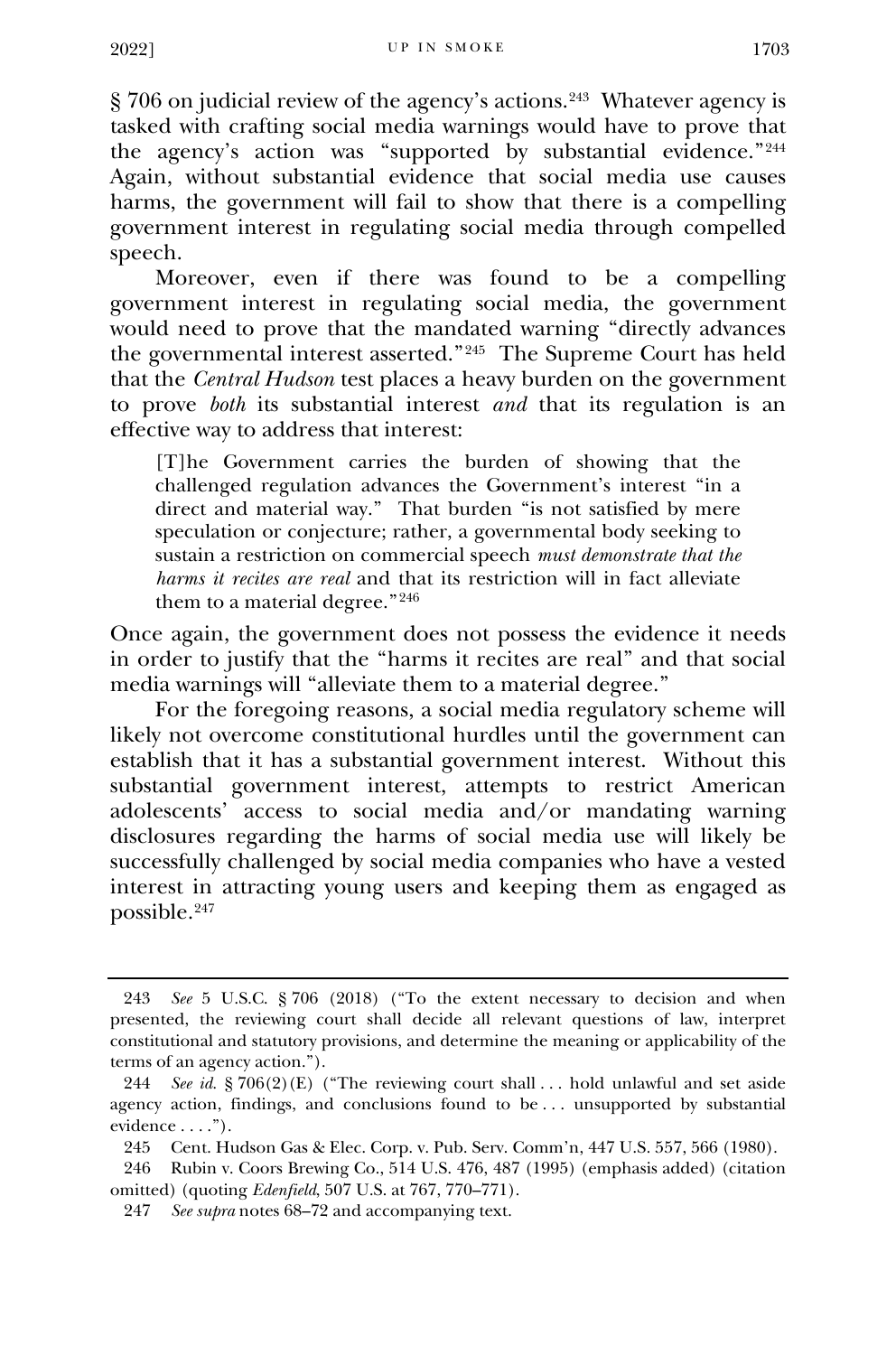§ 706 on judicial review of the agency's actions.[243] Whatever agency is tasked with crafting social media warnings would have to prove that the agency's action was "supported by substantial evidence."[244] Again, without substantial evidence that social media use causes harms, the government will fail to show that there is a compelling government interest in regulating social media through compelled speech.

Moreover, even if there was found to be a compelling government interest in regulating social media, the government would need to prove that the mandated warning "directly advances the governmental interest asserted."[245] The Supreme Court has held that the *Central Hudson* test places a heavy burden on the government to prove *both* its substantial interest *and* that its regulation is an effective way to address that interest:

> [T]he Government carries the burden of showing that the challenged regulation advances the Government's interest "in a direct and material way." That burden "is not satisfied by mere speculation or conjecture; rather, a governmental body seeking to sustain a restriction on commercial speech *must demonstrate that the harms it recites are real* and that its restriction will in fact alleviate them to a material degree."[246]

Once again, the government does not possess the evidence it needs in order to justify that the "harms it recites are real" and that social media warnings will "alleviate them to a material degree."

For the foregoing reasons, a social media regulatory scheme will likely not overcome constitutional hurdles until the government can establish that it has a substantial government interest. Without this substantial government interest, attempts to restrict American adolescents' access to social media and/or mandating warning disclosures regarding the harms of social media use will likely be successfully challenged by social media companies who have a vested interest in attracting young users and keeping them as engaged as possible.[247]

---

243 *See* 5 U.S.C. § 706 (2018) ("To the extent necessary to decision and when presented, the reviewing court shall decide all relevant questions of law, interpret constitutional and statutory provisions, and determine the meaning or applicability of the terms of an agency action.").

244 *See id.* § 706(2)(E) ("The reviewing court shall . . . hold unlawful and set aside agency action, findings, and conclusions found to be . . . unsupported by substantial evidence . . . .").

245 Cent. Hudson Gas & Elec. Corp. v. Pub. Serv. Comm'n, 447 U.S. 557, 566 (1980).

246 Rubin v. Coors Brewing Co., 514 U.S. 476, 487 (1995) (emphasis added) (citation omitted) (quoting *Edenfield*, 507 U.S. at 767, 770–771).

247 *See supra* notes 68–72 and accompanying text.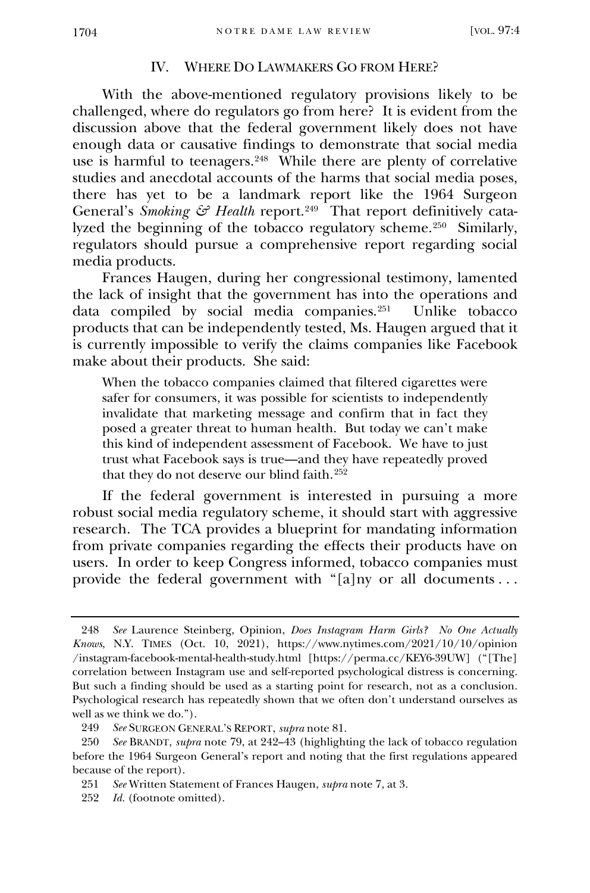## IV. Where Do Lawmakers Go from Here?

With the above-mentioned regulatory provisions likely to be challenged, where do regulators go from here? It is evident from the discussion above that the federal government likely does not have enough data or causative findings to demonstrate that social media use is harmful to teenagers.[248] While there are plenty of correlative studies and anecdotal accounts of the harms that social media poses, there has yet to be a landmark report like the 1964 Surgeon General's *Smoking & Health* report.[249] That report definitively catalyzed the beginning of the tobacco regulatory scheme.[250] Similarly, regulators should pursue a comprehensive report regarding social media products.

Frances Haugen, during her congressional testimony, lamented the lack of insight that the government has into the operations and data compiled by social media companies.[251] Unlike tobacco products that can be independently tested, Ms. Haugen argued that it is currently impossible to verify the claims companies like Facebook make about their products. She said:

> When the tobacco companies claimed that filtered cigarettes were safer for consumers, it was possible for scientists to independently invalidate that marketing message and confirm that in fact they posed a greater threat to human health. But today we can't make this kind of independent assessment of Facebook. We have to just trust what Facebook says is true—and they have repeatedly proved that they do not deserve our blind faith.[252]

If the federal government is interested in pursuing a more robust social media regulatory scheme, it should start with aggressive research. The TCA provides a blueprint for mandating information from private companies regarding the effects their products have on users. In order to keep Congress informed, tobacco companies must provide the federal government with "[a]ny or all documents . . .

---

248 *See* Laurence Steinberg, Opinion, *Does Instagram Harm Girls? No One Actually Knows*, N.Y. Times (Oct. 10, 2021), https://www.nytimes.com/2021/10/10/opinion/instagram-facebook-mental-health-study.html [https://perma.cc/KEY6-39UW] ("[The] correlation between Instagram use and self-reported psychological distress is concerning. But such a finding should be used as a starting point for research, not as a conclusion. Psychological research has repeatedly shown that we often don't understand ourselves as well as we think we do.").

249 *See* Surgeon General's Report, *supra* note 81.

250 *See* Brandt, *supra* note 79, at 242–43 (highlighting the lack of tobacco regulation before the 1964 Surgeon General's report and noting that the first regulations appeared because of the report).

251 *See* Written Statement of Frances Haugen, *supra* note 7, at 3.

252 *Id.* (footnote omitted).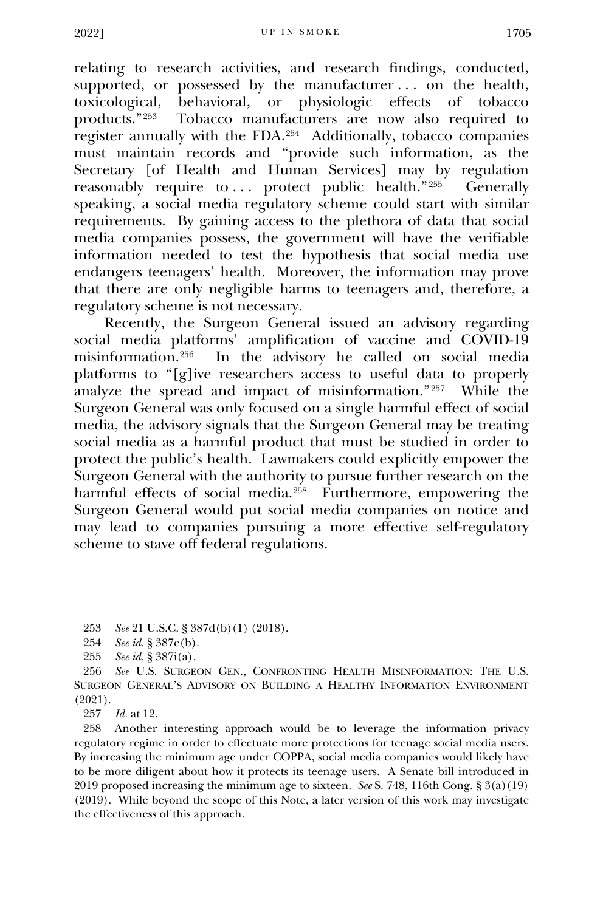relating to research activities, and research findings, conducted, supported, or possessed by the manufacturer . . . on the health, toxicological, behavioral, or physiologic effects of tobacco products."[253] Tobacco manufacturers are now also required to register annually with the FDA.[254] Additionally, tobacco companies must maintain records and "provide such information, as the Secretary [of Health and Human Services] may by regulation reasonably require to . . . protect public health."[255] Generally speaking, a social media regulatory scheme could start with similar requirements. By gaining access to the plethora of data that social media companies possess, the government will have the verifiable information needed to test the hypothesis that social media use endangers teenagers' health. Moreover, the information may prove that there are only negligible harms to teenagers and, therefore, a regulatory scheme is not necessary.

Recently, the Surgeon General issued an advisory regarding social media platforms' amplification of vaccine and COVID-19 misinformation.[256] In the advisory he called on social media platforms to "[g]ive researchers access to useful data to properly analyze the spread and impact of misinformation."[257] While the Surgeon General was only focused on a single harmful effect of social media, the advisory signals that the Surgeon General may be treating social media as a harmful product that must be studied in order to protect the public's health. Lawmakers could explicitly empower the Surgeon General with the authority to pursue further research on the harmful effects of social media.[258] Furthermore, empowering the Surgeon General would put social media companies on notice and may lead to companies pursuing a more effective self-regulatory scheme to stave off federal regulations.

---

253 *See* 21 U.S.C. § 387d(b)(1) (2018).

254 *See id.* § 387e(b).

255 *See id.* § 387i(a).

256 *See* U.S. SURGEON GEN., CONFRONTING HEALTH MISINFORMATION: THE U.S. SURGEON GENERAL'S ADVISORY ON BUILDING A HEALTHY INFORMATION ENVIRONMENT (2021).

257 *Id.* at 12.

258 Another interesting approach would be to leverage the information privacy regulatory regime in order to effectuate more protections for teenage social media users. By increasing the minimum age under COPPA, social media companies would likely have to be more diligent about how it protects its teenage users. A Senate bill introduced in 2019 proposed increasing the minimum age to sixteen. *See* S. 748, 116th Cong. § 3(a)(19) (2019). While beyond the scope of this Note, a later version of this work may investigate the effectiveness of this approach.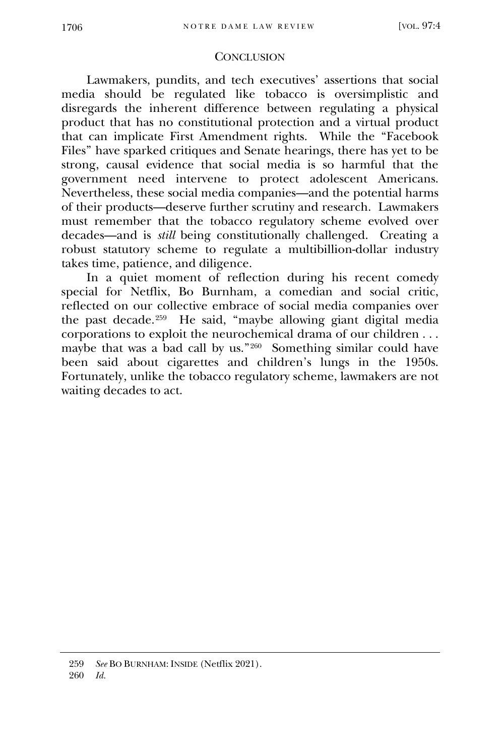## CONCLUSION

Lawmakers, pundits, and tech executives' assertions that social media should be regulated like tobacco is oversimplistic and disregards the inherent difference between regulating a physical product that has no constitutional protection and a virtual product that can implicate First Amendment rights. While the "Facebook Files" have sparked critiques and Senate hearings, there has yet to be strong, causal evidence that social media is so harmful that the government need intervene to protect adolescent Americans. Nevertheless, these social media companies—and the potential harms of their products—deserve further scrutiny and research. Lawmakers must remember that the tobacco regulatory scheme evolved over decades—and is *still* being constitutionally challenged. Creating a robust statutory scheme to regulate a multibillion-dollar industry takes time, patience, and diligence.

In a quiet moment of reflection during his recent comedy special for Netflix, Bo Burnham, a comedian and social critic, reflected on our collective embrace of social media companies over the past decade.[259] He said, "maybe allowing giant digital media corporations to exploit the neurochemical drama of our children . . . maybe that was a bad call by us."[260] Something similar could have been said about cigarettes and children's lungs in the 1950s. Fortunately, unlike the tobacco regulatory scheme, lawmakers are not waiting decades to act.

---

259 *See* BO BURNHAM: INSIDE (Netflix 2021).

260 *Id.*